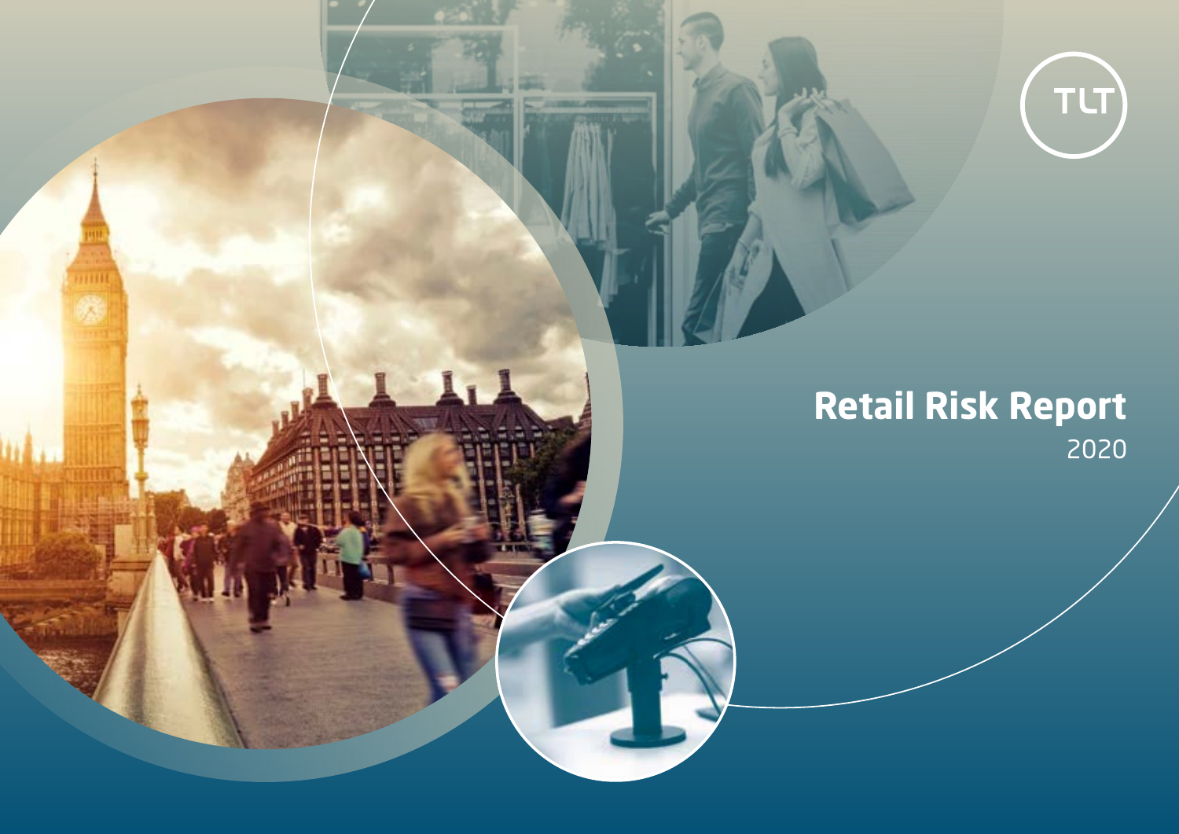TLT

# Retail Risk Report

2020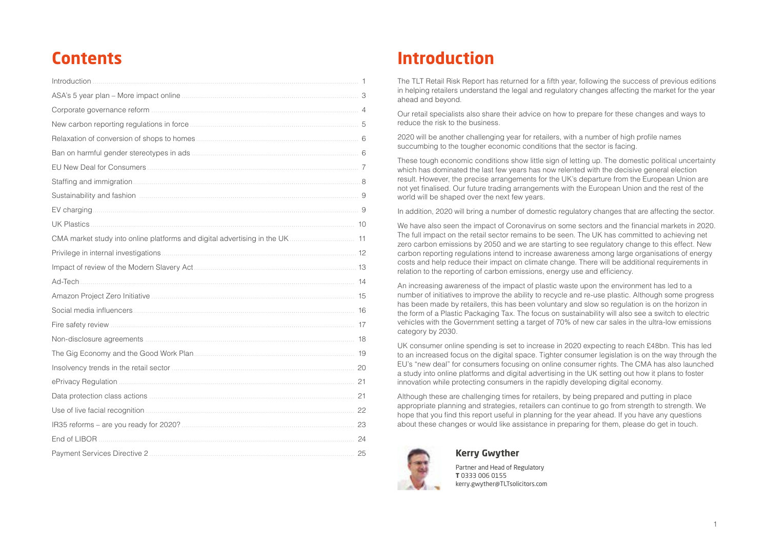# Contents

| | |
|---|---|
| Introduction | 1 |
| ASA's 5 year plan – More impact online | 3 |
| Corporate governance reform | 4 |
| New carbon reporting regulations in force | 5 |
| Relaxation of conversion of shops to homes | 6 |
| Ban on harmful gender stereotypes in ads | 6 |
| EU New Deal for Consumers | 7 |
| Staffing and immigration | 8 |
| Sustainability and fashion | 9 |
| EV charging | 9 |
| UK Plastics | 10 |
| CMA market study into online platforms and digital advertising in the UK | 11 |
| Privilege in internal investigations | 12 |
| Impact of review of the Modern Slavery Act | 13 |
| Ad-Tech | 14 |
| Amazon Project Zero Initiative | 15 |
| Social media influencers | 16 |
| Fire safety review | 17 |
| Non-disclosure agreements | 18 |
| The Gig Economy and the Good Work Plan | 19 |
| Insolvency trends in the retail sector | 20 |
| ePrivacy Regulation | 21 |
| Data protection class actions | 21 |
| Use of live facial recognition | 22 |
| IR35 reforms – are you ready for 2020? | 23 |
| End of LIBOR | 24 |
| Payment Services Directive 2 | 25 |

# Introduction

The TLT Retail Risk Report has returned for a fifth year, following the success of previous editions in helping retailers understand the legal and regulatory changes affecting the market for the year ahead and beyond.

Our retail specialists also share their advice on how to prepare for these changes and ways to reduce the risk to the business.

2020 will be another challenging year for retailers, with a number of high profile names succumbing to the tougher economic conditions that the sector is facing.

These tough economic conditions show little sign of letting up. The domestic political uncertainty which has dominated the last few years has now relented with the decisive general election result. However, the precise arrangements for the UK's departure from the European Union are not yet finalised. Our future trading arrangements with the European Union and the rest of the world will be shaped over the next few years.

In addition, 2020 will bring a number of domestic regulatory changes that are affecting the sector.

We have also seen the impact of Coronavirus on some sectors and the financial markets in 2020. The full impact on the retail sector remains to be seen. The UK has committed to achieving net zero carbon emissions by 2050 and we are starting to see regulatory change to this effect. New carbon reporting regulations intend to increase awareness among large organisations of energy costs and help reduce their impact on climate change. There will be additional requirements in relation to the reporting of carbon emissions, energy use and efficiency.

An increasing awareness of the impact of plastic waste upon the environment has led to a number of initiatives to improve the ability to recycle and re-use plastic. Although some progress has been made by retailers, this has been voluntary and slow so regulation is on the horizon in the form of a Plastic Packaging Tax. The focus on sustainability will also see a switch to electric vehicles with the Government setting a target of 70% of new car sales in the ultra-low emissions category by 2030.

UK consumer online spending is set to increase in 2020 expecting to reach £48bn. This has led to an increased focus on the digital space. Tighter consumer legislation is on the way through the EU's "new deal" for consumers focusing on online consumer rights. The CMA has also launched a study into online platforms and digital advertising in the UK setting out how it plans to foster innovation while protecting consumers in the rapidly developing digital economy.

Although these are challenging times for retailers, by being prepared and putting in place appropriate planning and strategies, retailers can continue to go from strength to strength. We hope that you find this report useful in planning for the year ahead. If you have any questions about these changes or would like assistance in preparing for them, please do get in touch.

**Kerry Gwyther**

Partner and Head of Regulatory
**T** 0333 006 0155
kerry.gwyther@TLTsolicitors.com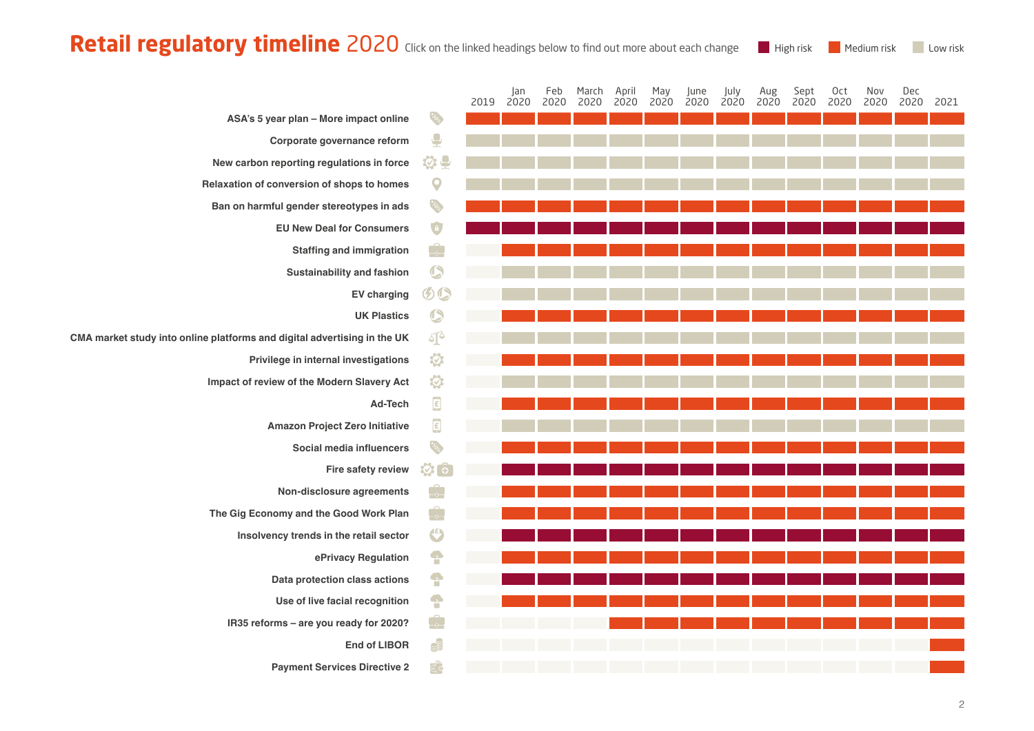# Retail regulatory timeline 2020

Click on the linked headings below to find out more about each change

Legend: High risk | Medium risk | Low risk

| Change | 2019 | Jan 2020 | Feb 2020 | March 2020 | April 2020 | May 2020 | June 2020 | July 2020 | Aug 2020 | Sept 2020 | Oct 2020 | Nov 2020 | Dec 2020 | 2021 |
|---|---|---|---|---|---|---|---|---|---|---|---|---|---|---|
| ASA's 5 year plan – More impact online | Medium | Medium | Medium | Medium | Medium | Medium | Medium | Medium | Medium | Medium | Medium | Medium | Medium | Medium |
| Corporate governance reform | Low | Low | Low | Low | Low | Low | Low | Low | Low | Low | Low | Low | Low | Low |
| New carbon reporting regulations in force | Low | Low | Low | Low | Low | Low | Low | Low | Low | Low | Low | Low | Low | Low |
| Relaxation of conversion of shops to homes | Low | Low | Low | Low | Low | Low | Low | Low | Low | Low | Low | Low | Low | Low |
| Ban on harmful gender stereotypes in ads | Medium | Medium | Medium | Medium | Medium | Medium | Medium | Medium | Medium | Medium | Medium | Medium | Medium | Medium |
| EU New Deal for Consumers | High | High | High | High | High | High | High | High | High | High | High | High | High | High |
| Staffing and immigration | | Medium | Medium | Medium | Medium | Medium | Medium | Medium | Medium | Medium | Medium | Medium | Medium | Medium |
| Sustainability and fashion | | Low | Low | Low | Low | Low | Low | Low | Low | Low | Low | Low | Low | Low |
| EV charging | | Low | Low | Low | Low | Low | Low | Low | Low | Low | Low | Low | Low | Low |
| UK Plastics | | Medium | Medium | Medium | Medium | Medium | Medium | Medium | Medium | Medium | Medium | Medium | Medium | Medium |
| CMA market study into online platforms and digital advertising in the UK | | Low | Low | Low | Low | Low | Low | Low | Low | Low | Low | Low | Low | Low |
| Privilege in internal investigations | | Medium | Medium | Medium | Medium | Medium | Medium | Medium | Medium | Medium | Medium | Medium | Medium | Medium |
| Impact of review of the Modern Slavery Act | | Low | Low | Low | Low | Low | Low | Low | Low | Low | Low | Low | Low | Low |
| Ad-Tech | | Medium | Medium | Medium | Medium | Medium | Medium | Medium | Medium | Medium | Medium | Medium | Medium | Medium |
| Amazon Project Zero Initiative | | Low | Low | Low | Low | Low | Low | Low | Low | Low | Low | Low | Low | Low |
| Social media influencers | | Medium | Medium | Medium | Medium | Medium | Medium | Medium | Medium | Medium | Medium | Medium | Medium | Medium |
| Fire safety review | | High | High | High | High | High | High | High | High | High | High | High | High | High |
| Non-disclosure agreements | | Medium | Medium | Medium | Medium | Medium | Medium | Medium | Medium | Medium | Medium | Medium | Medium | Medium |
| The Gig Economy and the Good Work Plan | | Medium | Medium | Medium | Medium | Medium | Medium | Medium | Medium | Medium | Medium | Medium | Medium | Medium |
| Insolvency trends in the retail sector | | High | High | High | High | High | High | High | High | High | High | High | High | High |
| ePrivacy Regulation | | Medium | Medium | Medium | Medium | Medium | Medium | Medium | Medium | Medium | Medium | Medium | Medium | Medium |
| Data protection class actions | | High | High | High | High | High | High | High | High | High | High | High | High | High |
| Use of live facial recognition | | Medium | Medium | Medium | Medium | Medium | Medium | Medium | Medium | Medium | Medium | Medium | Medium | Medium |
| IR35 reforms – are you ready for 2020? | | | | | Medium | Medium | Medium | Medium | Medium | Medium | Medium | Medium | Medium | Medium |
| End of LIBOR | | | | | | | | | | | | | | Medium |
| Payment Services Directive 2 | | | | | | | | | | | | | | Medium |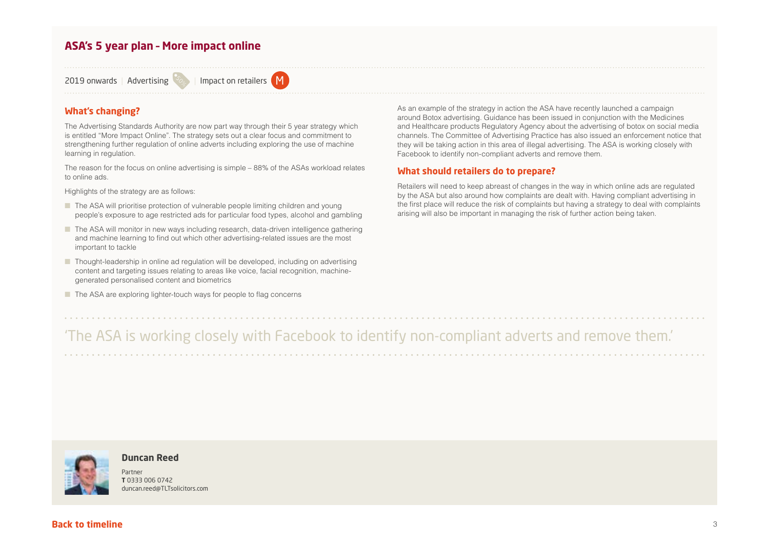## ASA's 5 year plan - More impact online

2019 onwards | Advertising | Impact on retailers M

### What's changing?

The Advertising Standards Authority are now part way through their 5 year strategy which is entitled "More Impact Online". The strategy sets out a clear focus and commitment to strengthening further regulation of online adverts including exploring the use of machine learning in regulation.

The reason for the focus on online advertising is simple – 88% of the ASAs workload relates to online ads.

Highlights of the strategy are as follows:

- The ASA will prioritise protection of vulnerable people limiting children and young people's exposure to age restricted ads for particular food types, alcohol and gambling
- The ASA will monitor in new ways including research, data-driven intelligence gathering and machine learning to find out which other advertising-related issues are the most important to tackle
- Thought-leadership in online ad regulation will be developed, including on advertising content and targeting issues relating to areas like voice, facial recognition, machine-generated personalised content and biometrics
- The ASA are exploring lighter-touch ways for people to flag concerns

As an example of the strategy in action the ASA have recently launched a campaign around Botox advertising. Guidance has been issued in conjunction with the Medicines and Healthcare products Regulatory Agency about the advertising of botox on social media channels. The Committee of Advertising Practice has also issued an enforcement notice that they will be taking action in this area of illegal advertising. The ASA is working closely with Facebook to identify non-compliant adverts and remove them.

### What should retailers do to prepare?

Retailers will need to keep abreast of changes in the way in which online ads are regulated by the ASA but also around how complaints are dealt with. Having compliant advertising in the first place will reduce the risk of complaints but having a strategy to deal with complaints arising will also be important in managing the risk of further action being taken.

> 'The ASA is working closely with Facebook to identify non-compliant adverts and remove them.'

**Duncan Reed**
Partner
**T** 0333 006 0742
duncan.reed@TLTsolicitors.com

**Back to timeline**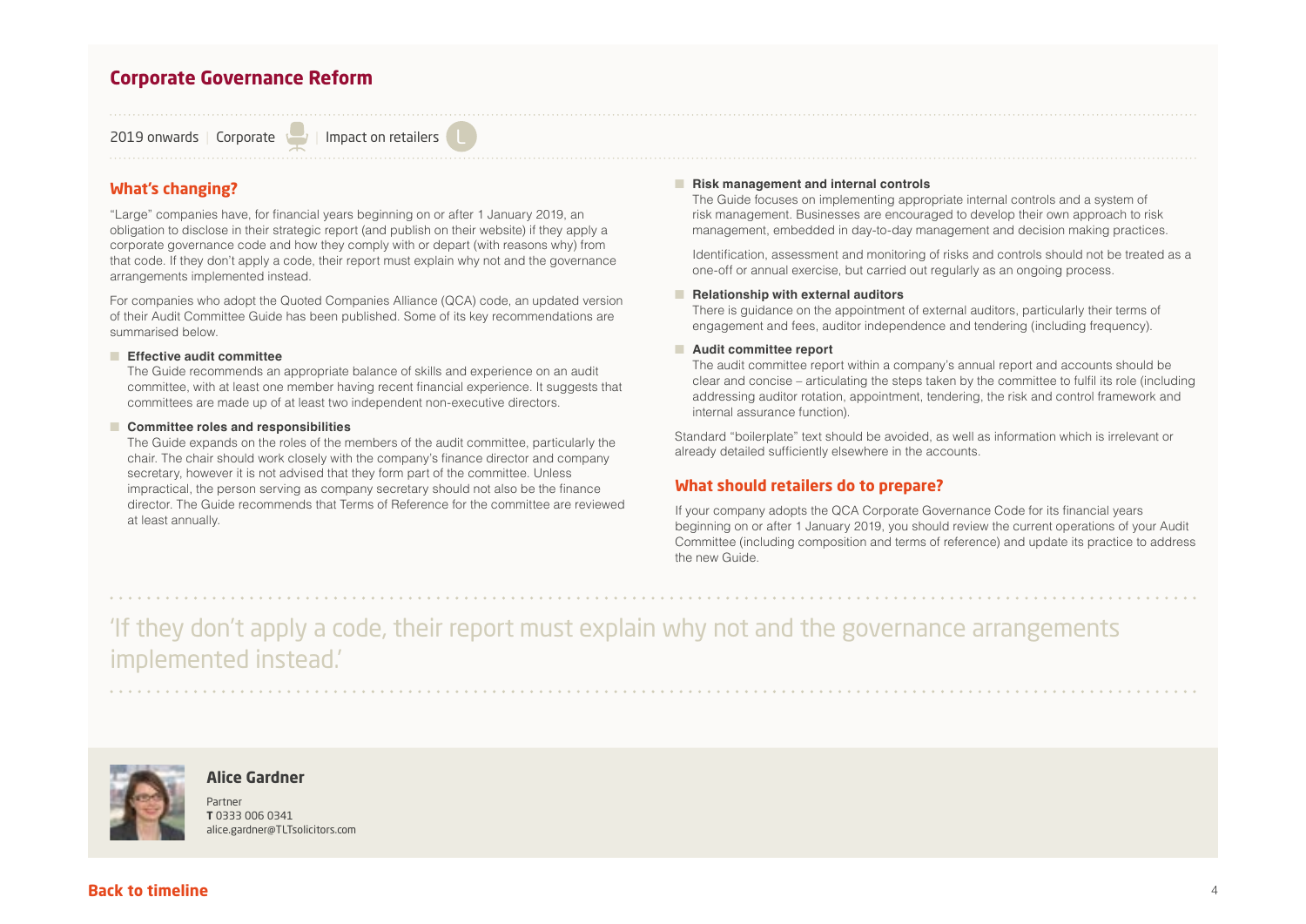## Corporate Governance Reform

2019 onwards | Corporate | Impact on retailers L

### What's changing?

"Large" companies have, for financial years beginning on or after 1 January 2019, an obligation to disclose in their strategic report (and publish on their website) if they apply a corporate governance code and how they comply with or depart (with reasons why) from that code. If they don't apply a code, their report must explain why not and the governance arrangements implemented instead.

For companies who adopt the Quoted Companies Alliance (QCA) code, an updated version of their Audit Committee Guide has been published. Some of its key recommendations are summarised below.

- **Effective audit committee**
  The Guide recommends an appropriate balance of skills and experience on an audit committee, with at least one member having recent financial experience. It suggests that committees are made up of at least two independent non-executive directors.

- **Committee roles and responsibilities**
  The Guide expands on the roles of the members of the audit committee, particularly the chair. The chair should work closely with the company's finance director and company secretary, however it is not advised that they form part of the committee. Unless impractical, the person serving as company secretary should not also be the finance director. The Guide recommends that Terms of Reference for the committee are reviewed at least annually.

- **Risk management and internal controls**
  The Guide focuses on implementing appropriate internal controls and a system of risk management. Businesses are encouraged to develop their own approach to risk management, embedded in day-to-day management and decision making practices.

  Identification, assessment and monitoring of risks and controls should not be treated as a one-off or annual exercise, but carried out regularly as an ongoing process.

- **Relationship with external auditors**
  There is guidance on the appointment of external auditors, particularly their terms of engagement and fees, auditor independence and tendering (including frequency).

- **Audit committee report**
  The audit committee report within a company's annual report and accounts should be clear and concise – articulating the steps taken by the committee to fulfil its role (including addressing auditor rotation, appointment, tendering, the risk and control framework and internal assurance function).

Standard "boilerplate" text should be avoided, as well as information which is irrelevant or already detailed sufficiently elsewhere in the accounts.

### What should retailers do to prepare?

If your company adopts the QCA Corporate Governance Code for its financial years beginning on or after 1 January 2019, you should review the current operations of your Audit Committee (including composition and terms of reference) and update its practice to address the new Guide.

> 'If they don't apply a code, their report must explain why not and the governance arrangements implemented instead.'

**Alice Gardner**
Partner
**T** 0333 006 0341
alice.gardner@TLTsolicitors.com

**Back to timeline**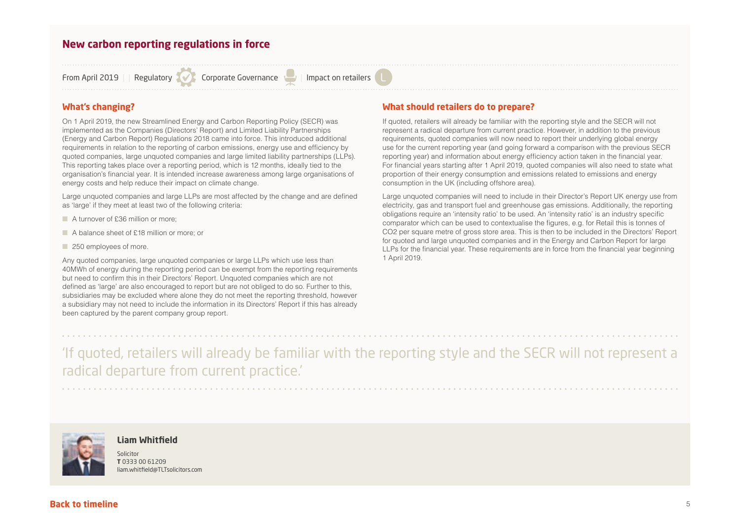## New carbon reporting regulations in force

From April 2019 | Regulatory | Corporate Governance | Impact on retailers L

### What's changing?

On 1 April 2019, the new Streamlined Energy and Carbon Reporting Policy (SECR) was implemented as the Companies (Directors' Report) and Limited Liability Partnerships (Energy and Carbon Report) Regulations 2018 came into force. This introduced additional requirements in relation to the reporting of carbon emissions, energy use and efficiency by quoted companies, large unquoted companies and large limited liability partnerships (LLPs). This reporting takes place over a reporting period, which is 12 months, ideally tied to the organisation's financial year. It is intended increase awareness among large organisations of energy costs and help reduce their impact on climate change.

Large unquoted companies and large LLPs are most affected by the change and are defined as 'large' if they meet at least two of the following criteria:

- A turnover of £36 million or more;
- A balance sheet of £18 million or more; or
- 250 employees of more.

Any quoted companies, large unquoted companies or large LLPs which use less than 40MWh of energy during the reporting period can be exempt from the reporting requirements but need to confirm this in their Directors' Report. Unquoted companies which are not defined as 'large' are also encouraged to report but are not obliged to do so. Further to this, subsidiaries may be excluded where alone they do not meet the reporting threshold, however a subsidiary may not need to include the information in its Directors' Report if this has already been captured by the parent company group report.

### What should retailers do to prepare?

If quoted, retailers will already be familiar with the reporting style and the SECR will not represent a radical departure from current practice. However, in addition to the previous requirements, quoted companies will now need to report their underlying global energy use for the current reporting year (and going forward a comparison with the previous SECR reporting year) and information about energy efficiency action taken in the financial year. For financial years starting after 1 April 2019, quoted companies will also need to state what proportion of their energy consumption and emissions related to emissions and energy consumption in the UK (including offshore area).

Large unquoted companies will need to include in their Director's Report UK energy use from electricity, gas and transport fuel and greenhouse gas emissions. Additionally, the reporting obligations require an 'intensity ratio' to be used. An 'intensity ratio' is an industry specific comparator which can be used to contextualise the figures, e.g. for Retail this is tonnes of $CO_2$ per square metre of gross store area. This is then to be included in the Directors' Report for quoted and large unquoted companies and in the Energy and Carbon Report for large LLPs for the financial year. These requirements are in force from the financial year beginning 1 April 2019.

'If quoted, retailers will already be familiar with the reporting style and the SECR will not represent a radical departure from current practice.'

**Liam Whitfield**
Solicitor
**T** 0333 00 61209
liam.whitfield@TLTsolicitors.com

**Back to timeline**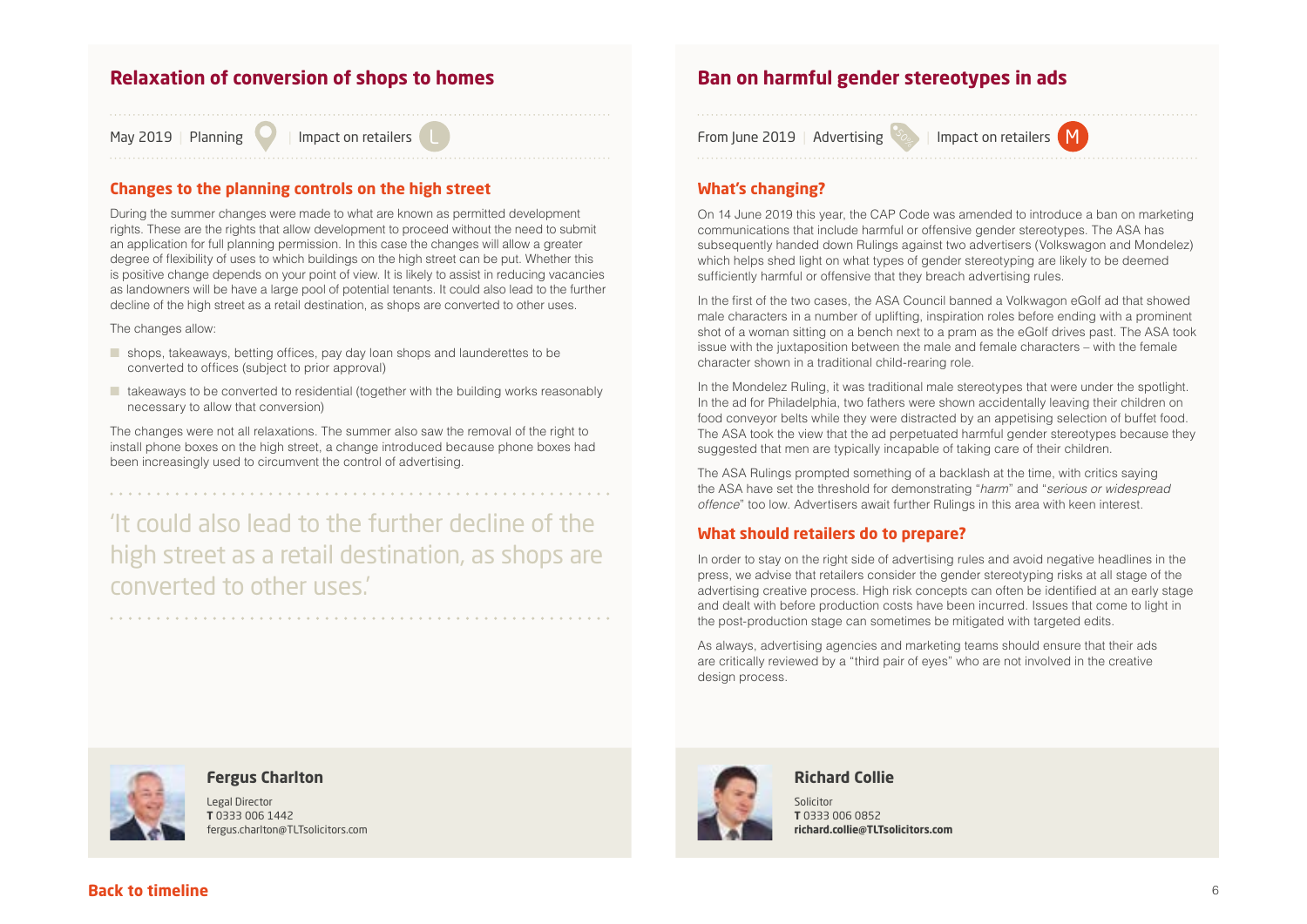## Relaxation of conversion of shops to homes

May 2019 | Planning | Impact on retailers L

### Changes to the planning controls on the high street

During the summer changes were made to what are known as permitted development rights. These are the rights that allow development to proceed without the need to submit an application for full planning permission. In this case the changes will allow a greater degree of flexibility of uses to which buildings on the high street can be put. Whether this is positive change depends on your point of view. It is likely to assist in reducing vacancies as landowners will be have a large pool of potential tenants. It could also lead to the further decline of the high street as a retail destination, as shops are converted to other uses.

The changes allow:

- shops, takeaways, betting offices, pay day loan shops and launderettes to be converted to offices (subject to prior approval)
- takeaways to be converted to residential (together with the building works reasonably necessary to allow that conversion)

The changes were not all relaxations. The summer also saw the removal of the right to install phone boxes on the high street, a change introduced because phone boxes had been increasingly used to circumvent the control of advertising.

> 'It could also lead to the further decline of the high street as a retail destination, as shops are converted to other uses.'

**Fergus Charlton**
Legal Director
**T** 0333 006 1442
fergus.charlton@TLTsolicitors.com

## Ban on harmful gender stereotypes in ads

From June 2019 | Advertising | Impact on retailers M

### What's changing?

On 14 June 2019 this year, the CAP Code was amended to introduce a ban on marketing communications that include harmful or offensive gender stereotypes. The ASA has subsequently handed down Rulings against two advertisers (Volkswagon and Mondelez) which helps shed light on what types of gender stereotyping are likely to be deemed sufficiently harmful or offensive that they breach advertising rules.

In the first of the two cases, the ASA Council banned a Volkswagon eGolf ad that showed male characters in a number of uplifting, inspiration roles before ending with a prominent shot of a woman sitting on a bench next to a pram as the eGolf drives past. The ASA took issue with the juxtaposition between the male and female characters – with the female character shown in a traditional child-rearing role.

In the Mondelez Ruling, it was traditional male stereotypes that were under the spotlight. In the ad for Philadelphia, two fathers were shown accidentally leaving their children on food conveyor belts while they were distracted by an appetising selection of buffet food. The ASA took the view that the ad perpetuated harmful gender stereotypes because they suggested that men are typically incapable of taking care of their children.

The ASA Rulings prompted something of a backlash at the time, with critics saying the ASA have set the threshold for demonstrating "*harm*" and "*serious or widespread offence*" too low. Advertisers await further Rulings in this area with keen interest.

### What should retailers do to prepare?

In order to stay on the right side of advertising rules and avoid negative headlines in the press, we advise that retailers consider the gender stereotyping risks at all stage of the advertising creative process. High risk concepts can often be identified at an early stage and dealt with before production costs have been incurred. Issues that come to light in the post-production stage can sometimes be mitigated with targeted edits.

As always, advertising agencies and marketing teams should ensure that their ads are critically reviewed by a "third pair of eyes" who are not involved in the creative design process.

**Richard Collie**
Solicitor
**T** 0333 006 0852
**richard.collie@TLTsolicitors.com**

**Back to timeline**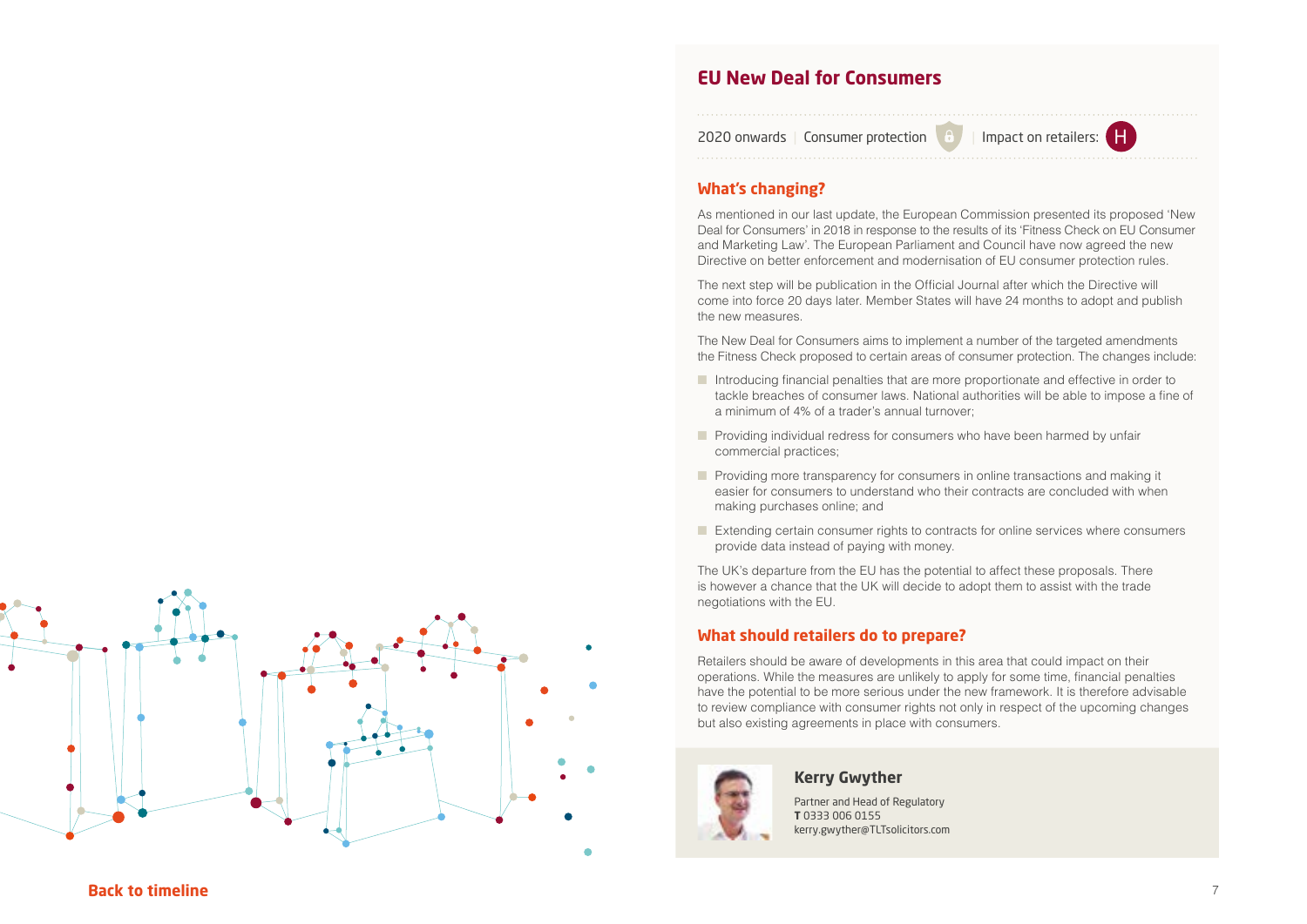## EU New Deal for Consumers

2020 onwards | Consumer protection | Impact on retailers: H

### What's changing?

As mentioned in our last update, the European Commission presented its proposed 'New Deal for Consumers' in 2018 in response to the results of its 'Fitness Check on EU Consumer and Marketing Law'. The European Parliament and Council have now agreed the new Directive on better enforcement and modernisation of EU consumer protection rules.

The next step will be publication in the Official Journal after which the Directive will come into force 20 days later. Member States will have 24 months to adopt and publish the new measures.

The New Deal for Consumers aims to implement a number of the targeted amendments the Fitness Check proposed to certain areas of consumer protection. The changes include:

- Introducing financial penalties that are more proportionate and effective in order to tackle breaches of consumer laws. National authorities will be able to impose a fine of a minimum of 4% of a trader's annual turnover;
- Providing individual redress for consumers who have been harmed by unfair commercial practices;
- Providing more transparency for consumers in online transactions and making it easier for consumers to understand who their contracts are concluded with when making purchases online; and
- Extending certain consumer rights to contracts for online services where consumers provide data instead of paying with money.

The UK's departure from the EU has the potential to affect these proposals. There is however a chance that the UK will decide to adopt them to assist with the trade negotiations with the EU.

### What should retailers do to prepare?

Retailers should be aware of developments in this area that could impact on their operations. While the measures are unlikely to apply for some time, financial penalties have the potential to be more serious under the new framework. It is therefore advisable to review compliance with consumer rights not only in respect of the upcoming changes but also existing agreements in place with consumers.

**Kerry Gwyther**

Partner and Head of Regulatory
**T** 0333 006 0155
kerry.gwyther@TLTsolicitors.com

**Back to timeline**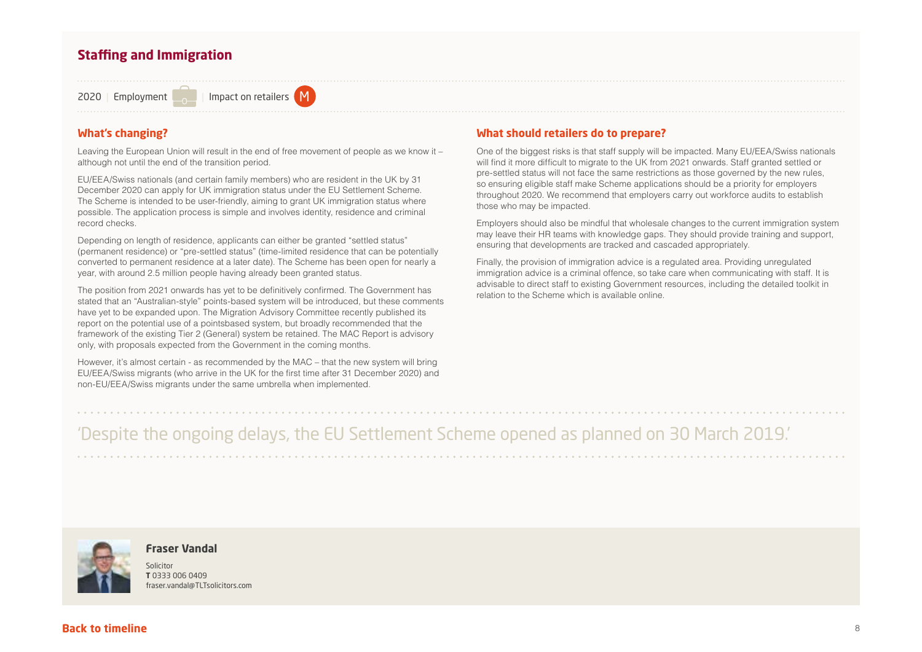## Staffing and Immigration

2020 | Employment | Impact on retailers M

### What's changing?

Leaving the European Union will result in the end of free movement of people as we know it – although not until the end of the transition period.

EU/EEA/Swiss nationals (and certain family members) who are resident in the UK by 31 December 2020 can apply for UK immigration status under the EU Settlement Scheme. The Scheme is intended to be user-friendly, aiming to grant UK immigration status where possible. The application process is simple and involves identity, residence and criminal record checks.

Depending on length of residence, applicants can either be granted "settled status" (permanent residence) or "pre-settled status" (time-limited residence that can be potentially converted to permanent residence at a later date). The Scheme has been open for nearly a year, with around 2.5 million people having already been granted status.

The position from 2021 onwards has yet to be definitively confirmed. The Government has stated that an "Australian-style" points-based system will be introduced, but these comments have yet to be expanded upon. The Migration Advisory Committee recently published its report on the potential use of a pointsbased system, but broadly recommended that the framework of the existing Tier 2 (General) system be retained. The MAC Report is advisory only, with proposals expected from the Government in the coming months.

However, it's almost certain - as recommended by the MAC – that the new system will bring EU/EEA/Swiss migrants (who arrive in the UK for the first time after 31 December 2020) and non-EU/EEA/Swiss migrants under the same umbrella when implemented.

### What should retailers do to prepare?

One of the biggest risks is that staff supply will be impacted. Many EU/EEA/Swiss nationals will find it more difficult to migrate to the UK from 2021 onwards. Staff granted settled or pre-settled status will not face the same restrictions as those governed by the new rules, so ensuring eligible staff make Scheme applications should be a priority for employers throughout 2020. We recommend that employers carry out workforce audits to establish those who may be impacted.

Employers should also be mindful that wholesale changes to the current immigration system may leave their HR teams with knowledge gaps. They should provide training and support, ensuring that developments are tracked and cascaded appropriately.

Finally, the provision of immigration advice is a regulated area. Providing unregulated immigration advice is a criminal offence, so take care when communicating with staff. It is advisable to direct staff to existing Government resources, including the detailed toolkit in relation to the Scheme which is available online.

> 'Despite the ongoing delays, the EU Settlement Scheme opened as planned on 30 March 2019.'

**Fraser Vandal**
Solicitor
**T** 0333 006 0409
fraser.vandal@TLTsolicitors.com

**Back to timeline**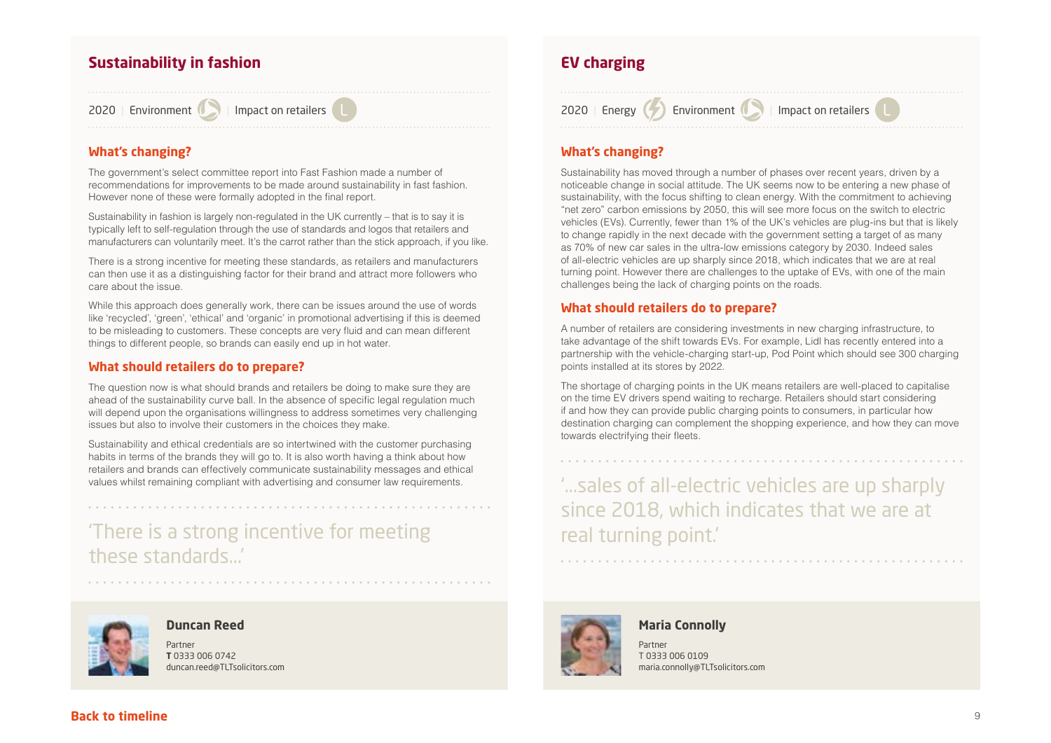## Sustainability in fashion

2020 | Environment | Impact on retailers

### What's changing?

The government's select committee report into Fast Fashion made a number of recommendations for improvements to be made around sustainability in fast fashion. However none of these were formally adopted in the final report.

Sustainability in fashion is largely non-regulated in the UK currently – that is to say it is typically left to self-regulation through the use of standards and logos that retailers and manufacturers can voluntarily meet. It's the carrot rather than the stick approach, if you like.

There is a strong incentive for meeting these standards, as retailers and manufacturers can then use it as a distinguishing factor for their brand and attract more followers who care about the issue.

While this approach does generally work, there can be issues around the use of words like 'recycled', 'green', 'ethical' and 'organic' in promotional advertising if this is deemed to be misleading to customers. These concepts are very fluid and can mean different things to different people, so brands can easily end up in hot water.

### What should retailers do to prepare?

The question now is what should brands and retailers be doing to make sure they are ahead of the sustainability curve ball. In the absence of specific legal regulation much will depend upon the organisations willingness to address sometimes very challenging issues but also to involve their customers in the choices they make.

Sustainability and ethical credentials are so intertwined with the customer purchasing habits in terms of the brands they will go to. It is also worth having a think about how retailers and brands can effectively communicate sustainability messages and ethical values whilst remaining compliant with advertising and consumer law requirements.

> 'There is a strong incentive for meeting these standards...'

**Duncan Reed**
Partner
**T** 0333 006 0742
duncan.reed@TLTsolicitors.com

## EV charging

2020 | Energy | Environment | Impact on retailers

### What's changing?

Sustainability has moved through a number of phases over recent years, driven by a noticeable change in social attitude. The UK seems now to be entering a new phase of sustainability, with the focus shifting to clean energy. With the commitment to achieving "net zero" carbon emissions by 2050, this will see more focus on the switch to electric vehicles (EVs). Currently, fewer than 1% of the UK's vehicles are plug-ins but that is likely to change rapidly in the next decade with the government setting a target of as many as 70% of new car sales in the ultra-low emissions category by 2030. Indeed sales of all-electric vehicles are up sharply since 2018, which indicates that we are at real turning point. However there are challenges to the uptake of EVs, with one of the main challenges being the lack of charging points on the roads.

### What should retailers do to prepare?

A number of retailers are considering investments in new charging infrastructure, to take advantage of the shift towards EVs. For example, Lidl has recently entered into a partnership with the vehicle-charging start-up, Pod Point which should see 300 charging points installed at its stores by 2022.

The shortage of charging points in the UK means retailers are well-placed to capitalise on the time EV drivers spend waiting to recharge. Retailers should start considering if and how they can provide public charging points to consumers, in particular how destination charging can complement the shopping experience, and how they can move towards electrifying their fleets.

> '...sales of all-electric vehicles are up sharply since 2018, which indicates that we are at real turning point.'

**Maria Connolly**
Partner
T 0333 006 0109
maria.connolly@TLTsolicitors.com

**Back to timeline**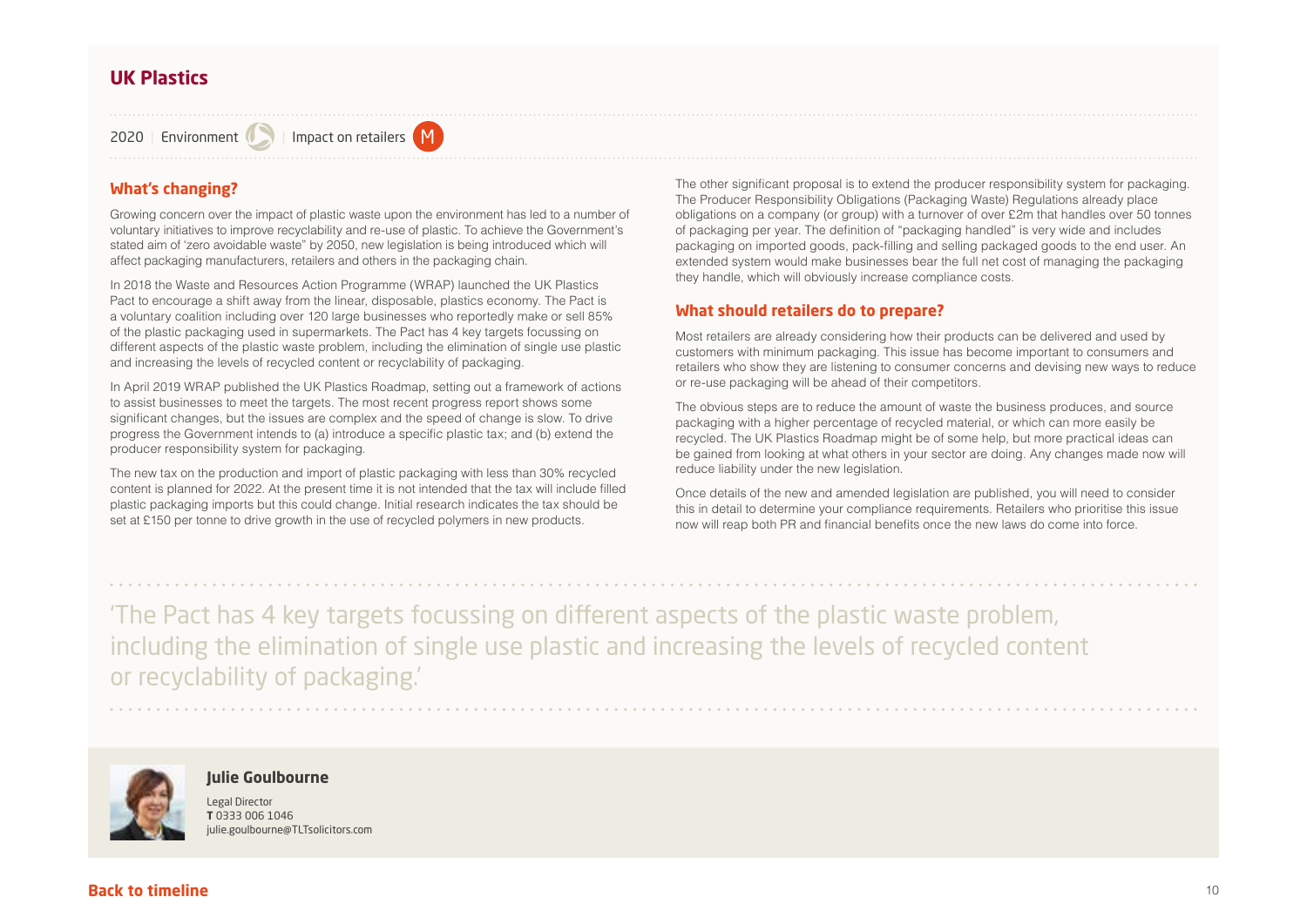## UK Plastics

2020 | Environment | Impact on retailers M

### What's changing?

Growing concern over the impact of plastic waste upon the environment has led to a number of voluntary initiatives to improve recyclability and re-use of plastic. To achieve the Government's stated aim of 'zero avoidable waste" by 2050, new legislation is being introduced which will affect packaging manufacturers, retailers and others in the packaging chain.

In 2018 the Waste and Resources Action Programme (WRAP) launched the UK Plastics Pact to encourage a shift away from the linear, disposable, plastics economy. The Pact is a voluntary coalition including over 120 large businesses who reportedly make or sell 85% of the plastic packaging used in supermarkets. The Pact has 4 key targets focussing on different aspects of the plastic waste problem, including the elimination of single use plastic and increasing the levels of recycled content or recyclability of packaging.

In April 2019 WRAP published the UK Plastics Roadmap, setting out a framework of actions to assist businesses to meet the targets. The most recent progress report shows some significant changes, but the issues are complex and the speed of change is slow. To drive progress the Government intends to (a) introduce a specific plastic tax; and (b) extend the producer responsibility system for packaging.

The new tax on the production and import of plastic packaging with less than 30% recycled content is planned for 2022. At the present time it is not intended that the tax will include filled plastic packaging imports but this could change. Initial research indicates the tax should be set at £150 per tonne to drive growth in the use of recycled polymers in new products.

The other significant proposal is to extend the producer responsibility system for packaging. The Producer Responsibility Obligations (Packaging Waste) Regulations already place obligations on a company (or group) with a turnover of over £2m that handles over 50 tonnes of packaging per year. The definition of "packaging handled" is very wide and includes packaging on imported goods, pack-filling and selling packaged goods to the end user. An extended system would make businesses bear the full net cost of managing the packaging they handle, which will obviously increase compliance costs.

### What should retailers do to prepare?

Most retailers are already considering how their products can be delivered and used by customers with minimum packaging. This issue has become important to consumers and retailers who show they are listening to consumer concerns and devising new ways to reduce or re-use packaging will be ahead of their competitors.

The obvious steps are to reduce the amount of waste the business produces, and source packaging with a higher percentage of recycled material, or which can more easily be recycled. The UK Plastics Roadmap might be of some help, but more practical ideas can be gained from looking at what others in your sector are doing. Any changes made now will reduce liability under the new legislation.

Once details of the new and amended legislation are published, you will need to consider this in detail to determine your compliance requirements. Retailers who prioritise this issue now will reap both PR and financial benefits once the new laws do come into force.

'The Pact has 4 key targets focussing on different aspects of the plastic waste problem, including the elimination of single use plastic and increasing the levels of recycled content or recyclability of packaging.'

**Julie Goulbourne**

Legal Director
**T** 0333 006 1046
julie.goulbourne@TLTsolicitors.com

**Back to timeline**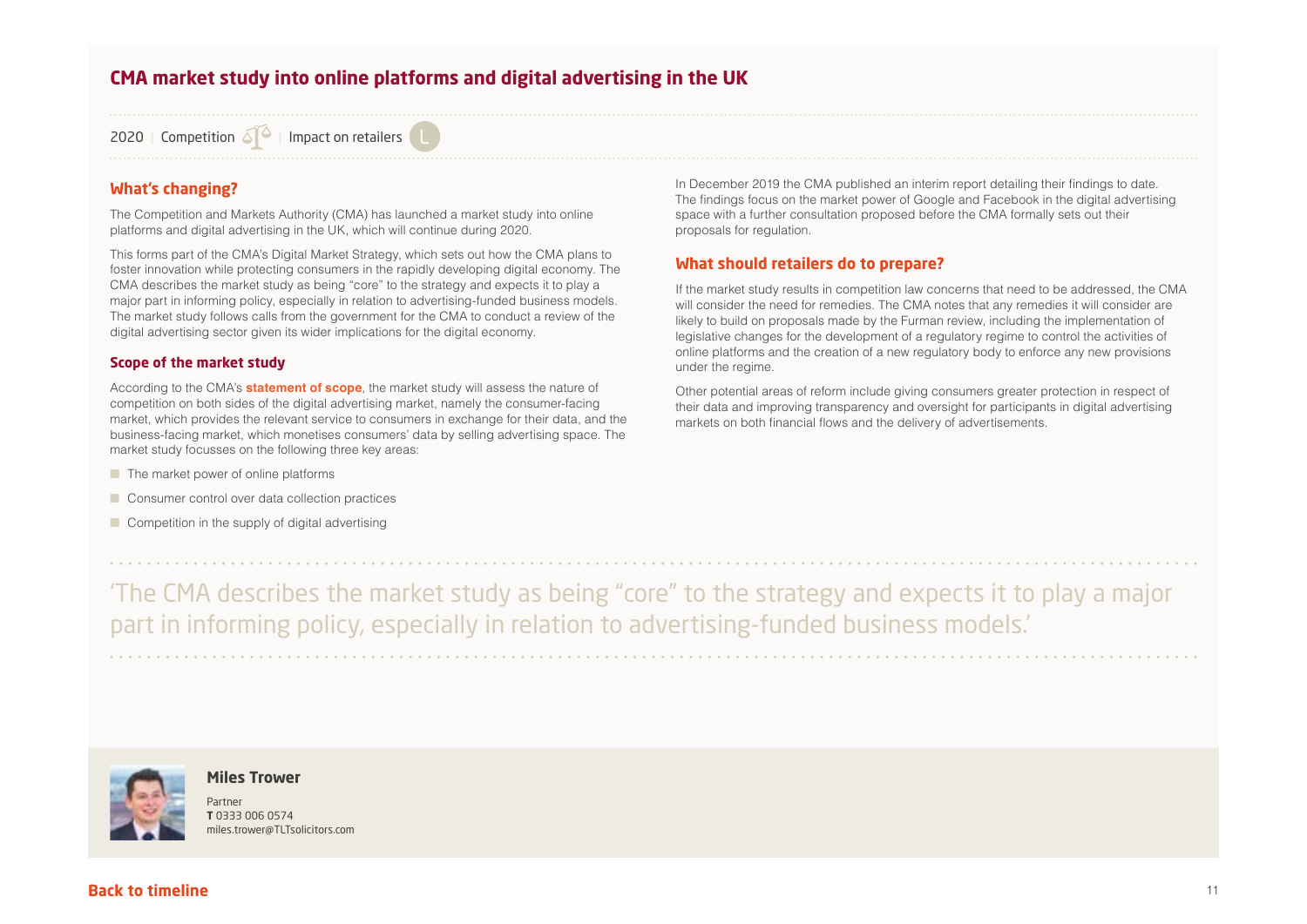# CMA market study into online platforms and digital advertising in the UK

2020 | Competition | Impact on retailers L

## What's changing?

The Competition and Markets Authority (CMA) has launched a market study into online platforms and digital advertising in the UK, which will continue during 2020.

This forms part of the CMA's Digital Market Strategy, which sets out how the CMA plans to foster innovation while protecting consumers in the rapidly developing digital economy. The CMA describes the market study as being "core" to the strategy and expects it to play a major part in informing policy, especially in relation to advertising-funded business models. The market study follows calls from the government for the CMA to conduct a review of the digital advertising sector given its wider implications for the digital economy.

### Scope of the market study

According to the CMA's **statement of scope**, the market study will assess the nature of competition on both sides of the digital advertising market, namely the consumer-facing market, which provides the relevant service to consumers in exchange for their data, and the business-facing market, which monetises consumers' data by selling advertising space. The market study focusses on the following three key areas:

- The market power of online platforms
- Consumer control over data collection practices
- Competition in the supply of digital advertising

In December 2019 the CMA published an interim report detailing their findings to date. The findings focus on the market power of Google and Facebook in the digital advertising space with a further consultation proposed before the CMA formally sets out their proposals for regulation.

## What should retailers do to prepare?

If the market study results in competition law concerns that need to be addressed, the CMA will consider the need for remedies. The CMA notes that any remedies it will consider are likely to build on proposals made by the Furman review, including the implementation of legislative changes for the development of a regulatory regime to control the activities of online platforms and the creation of a new regulatory body to enforce any new provisions under the regime.

Other potential areas of reform include giving consumers greater protection in respect of their data and improving transparency and oversight for participants in digital advertising markets on both financial flows and the delivery of advertisements.

> 'The CMA describes the market study as being "core" to the strategy and expects it to play a major part in informing policy, especially in relation to advertising-funded business models.'

**Miles Trower**
Partner
**T** 0333 006 0574
miles.trower@TLTsolicitors.com

**Back to timeline**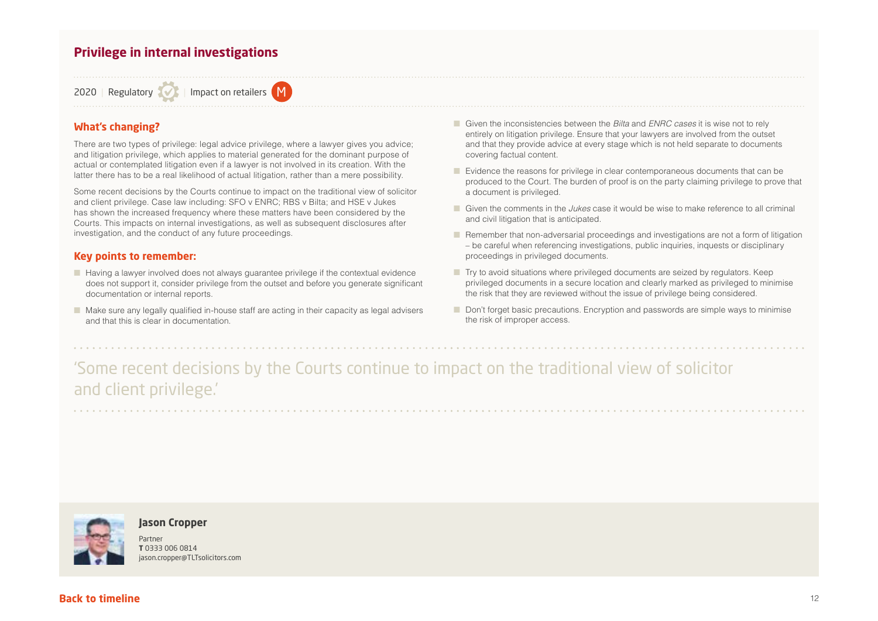## Privilege in internal investigations

2020 | Regulatory | Impact on retailers M

### What's changing?

There are two types of privilege: legal advice privilege, where a lawyer gives you advice; and litigation privilege, which applies to material generated for the dominant purpose of actual or contemplated litigation even if a lawyer is not involved in its creation. With the latter there has to be a real likelihood of actual litigation, rather than a mere possibility.

Some recent decisions by the Courts continue to impact on the traditional view of solicitor and client privilege. Case law including: SFO v ENRC; RBS v Bilta; and HSE v Jukes has shown the increased frequency where these matters have been considered by the Courts. This impacts on internal investigations, as well as subsequent disclosures after investigation, and the conduct of any future proceedings.

### Key points to remember:

- Having a lawyer involved does not always guarantee privilege if the contextual evidence does not support it, consider privilege from the outset and before you generate significant documentation or internal reports.
- Make sure any legally qualified in-house staff are acting in their capacity as legal advisers and that this is clear in documentation.
- Given the inconsistencies between the *Bilta* and *ENRC cases* it is wise not to rely entirely on litigation privilege. Ensure that your lawyers are involved from the outset and that they provide advice at every stage which is not held separate to documents covering factual content.
- Evidence the reasons for privilege in clear contemporaneous documents that can be produced to the Court. The burden of proof is on the party claiming privilege to prove that a document is privileged.
- Given the comments in the *Jukes* case it would be wise to make reference to all criminal and civil litigation that is anticipated.
- Remember that non-adversarial proceedings and investigations are not a form of litigation – be careful when referencing investigations, public inquiries, inquests or disciplinary proceedings in privileged documents.
- Try to avoid situations where privileged documents are seized by regulators. Keep privileged documents in a secure location and clearly marked as privileged to minimise the risk that they are reviewed without the issue of privilege being considered.
- Don't forget basic precautions. Encryption and passwords are simple ways to minimise the risk of improper access.

'Some recent decisions by the Courts continue to impact on the traditional view of solicitor and client privilege.'

**Jason Cropper**
Partner
**T** 0333 006 0814
jason.cropper@TLTsolicitors.com

**Back to timeline**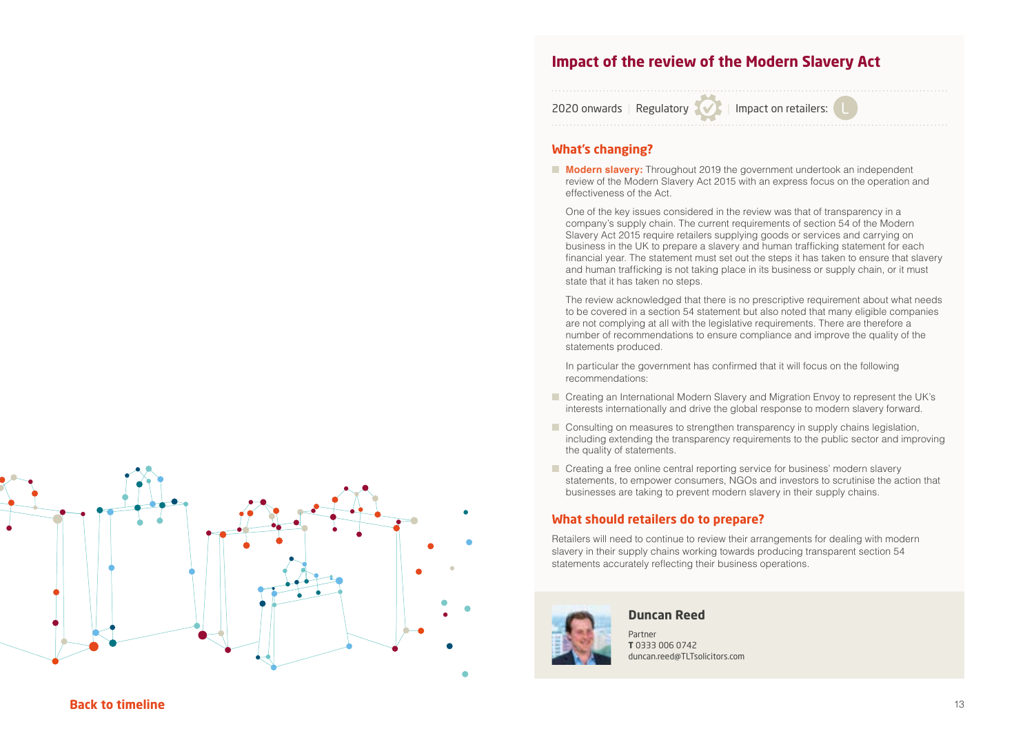## Impact of the review of the Modern Slavery Act

2020 onwards | Regulatory | Impact on retailers: L

### What's changing?

- **Modern slavery:** Throughout 2019 the government undertook an independent review of the Modern Slavery Act 2015 with an express focus on the operation and effectiveness of the Act.

  One of the key issues considered in the review was that of transparency in a company's supply chain. The current requirements of section 54 of the Modern Slavery Act 2015 require retailers supplying goods or services and carrying on business in the UK to prepare a slavery and human trafficking statement for each financial year. The statement must set out the steps it has taken to ensure that slavery and human trafficking is not taking place in its business or supply chain, or it must state that it has taken no steps.

  The review acknowledged that there is no prescriptive requirement about what needs to be covered in a section 54 statement but also noted that many eligible companies are not complying at all with the legislative requirements. There are therefore a number of recommendations to ensure compliance and improve the quality of the statements produced.

  In particular the government has confirmed that it will focus on the following recommendations:

- Creating an International Modern Slavery and Migration Envoy to represent the UK's interests internationally and drive the global response to modern slavery forward.
- Consulting on measures to strengthen transparency in supply chains legislation, including extending the transparency requirements to the public sector and improving the quality of statements.
- Creating a free online central reporting service for business' modern slavery statements, to empower consumers, NGOs and investors to scrutinise the action that businesses are taking to prevent modern slavery in their supply chains.

### What should retailers do to prepare?

Retailers will need to continue to review their arrangements for dealing with modern slavery in their supply chains working towards producing transparent section 54 statements accurately reflecting their business operations.

**Duncan Reed**
Partner
**T** 0333 006 0742
duncan.reed@TLTsolicitors.com

Back to timeline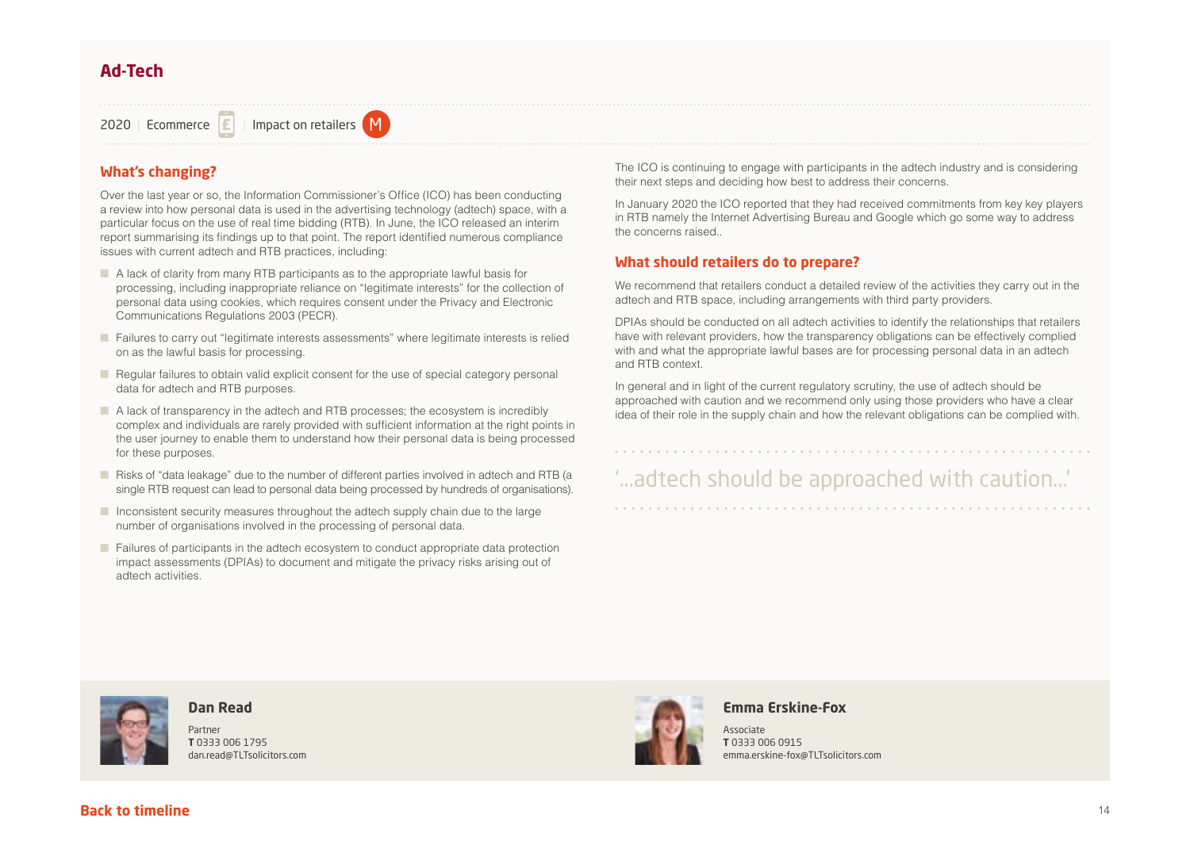# Ad-Tech

2020 | Ecommerce | Impact on retailers M

## What's changing?

Over the last year or so, the Information Commissioner's Office (ICO) has been conducting a review into how personal data is used in the advertising technology (adtech) space, with a particular focus on the use of real time bidding (RTB). In June, the ICO released an interim report summarising its findings up to that point. The report identified numerous compliance issues with current adtech and RTB practices, including:

- A lack of clarity from many RTB participants as to the appropriate lawful basis for processing, including inappropriate reliance on "legitimate interests" for the collection of personal data using cookies, which requires consent under the Privacy and Electronic Communications Regulations 2003 (PECR).
- Failures to carry out "legitimate interests assessments" where legitimate interests is relied on as the lawful basis for processing.
- Regular failures to obtain valid explicit consent for the use of special category personal data for adtech and RTB purposes.
- A lack of transparency in the adtech and RTB processes; the ecosystem is incredibly complex and individuals are rarely provided with sufficient information at the right points in the user journey to enable them to understand how their personal data is being processed for these purposes.
- Risks of "data leakage" due to the number of different parties involved in adtech and RTB (a single RTB request can lead to personal data being processed by hundreds of organisations).
- Inconsistent security measures throughout the adtech supply chain due to the large number of organisations involved in the processing of personal data.
- Failures of participants in the adtech ecosystem to conduct appropriate data protection impact assessments (DPIAs) to document and mitigate the privacy risks arising out of adtech activities.

The ICO is continuing to engage with participants in the adtech industry and is considering their next steps and deciding how best to address their concerns.

In January 2020 the ICO reported that they had received commitments from key key players in RTB namely the Internet Advertising Bureau and Google which go some way to address the concerns raised..

## What should retailers do to prepare?

We recommend that retailers conduct a detailed review of the activities they carry out in the adtech and RTB space, including arrangements with third party providers.

DPIAs should be conducted on all adtech activities to identify the relationships that retailers have with relevant providers, how the transparency obligations can be effectively complied with and what the appropriate lawful bases are for processing personal data in an adtech and RTB context.

In general and in light of the current regulatory scrutiny, the use of adtech should be approached with caution and we recommend only using those providers who have a clear idea of their role in the supply chain and how the relevant obligations can be complied with.

> '...adtech should be approached with caution...'

**Dan Read**
Partner
**T** 0333 006 1795
dan.read@TLTsolicitors.com

**Emma Erskine-Fox**
Associate
**T** 0333 006 0915
emma.erskine-fox@TLTsolicitors.com

Back to timeline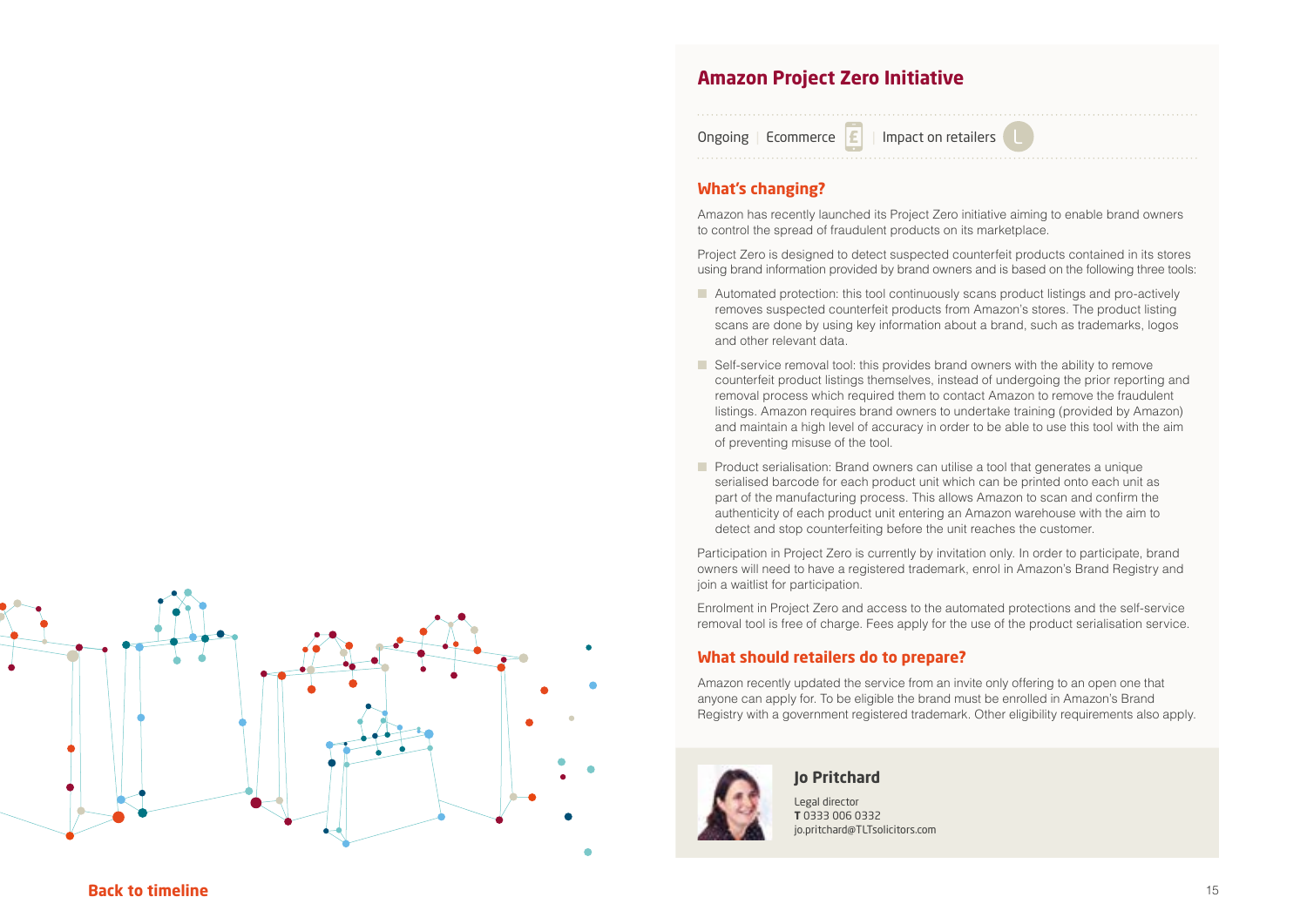# Amazon Project Zero Initiative

Ongoing | Ecommerce | Impact on retailers L

## What's changing?

Amazon has recently launched its Project Zero initiative aiming to enable brand owners to control the spread of fraudulent products on its marketplace.

Project Zero is designed to detect suspected counterfeit products contained in its stores using brand information provided by brand owners and is based on the following three tools:

- Automated protection: this tool continuously scans product listings and pro-actively removes suspected counterfeit products from Amazon's stores. The product listing scans are done by using key information about a brand, such as trademarks, logos and other relevant data.
- Self-service removal tool: this provides brand owners with the ability to remove counterfeit product listings themselves, instead of undergoing the prior reporting and removal process which required them to contact Amazon to remove the fraudulent listings. Amazon requires brand owners to undertake training (provided by Amazon) and maintain a high level of accuracy in order to be able to use this tool with the aim of preventing misuse of the tool.
- Product serialisation: Brand owners can utilise a tool that generates a unique serialised barcode for each product unit which can be printed onto each unit as part of the manufacturing process. This allows Amazon to scan and confirm the authenticity of each product unit entering an Amazon warehouse with the aim to detect and stop counterfeiting before the unit reaches the customer.

Participation in Project Zero is currently by invitation only. In order to participate, brand owners will need to have a registered trademark, enrol in Amazon's Brand Registry and join a waitlist for participation.

Enrolment in Project Zero and access to the automated protections and the self-service removal tool is free of charge. Fees apply for the use of the product serialisation service.

## What should retailers do to prepare?

Amazon recently updated the service from an invite only offering to an open one that anyone can apply for. To be eligible the brand must be enrolled in Amazon's Brand Registry with a government registered trademark. Other eligibility requirements also apply.

**Jo Pritchard**

Legal director
**T** 0333 006 0332
jo.pritchard@TLTsolicitors.com

Back to timeline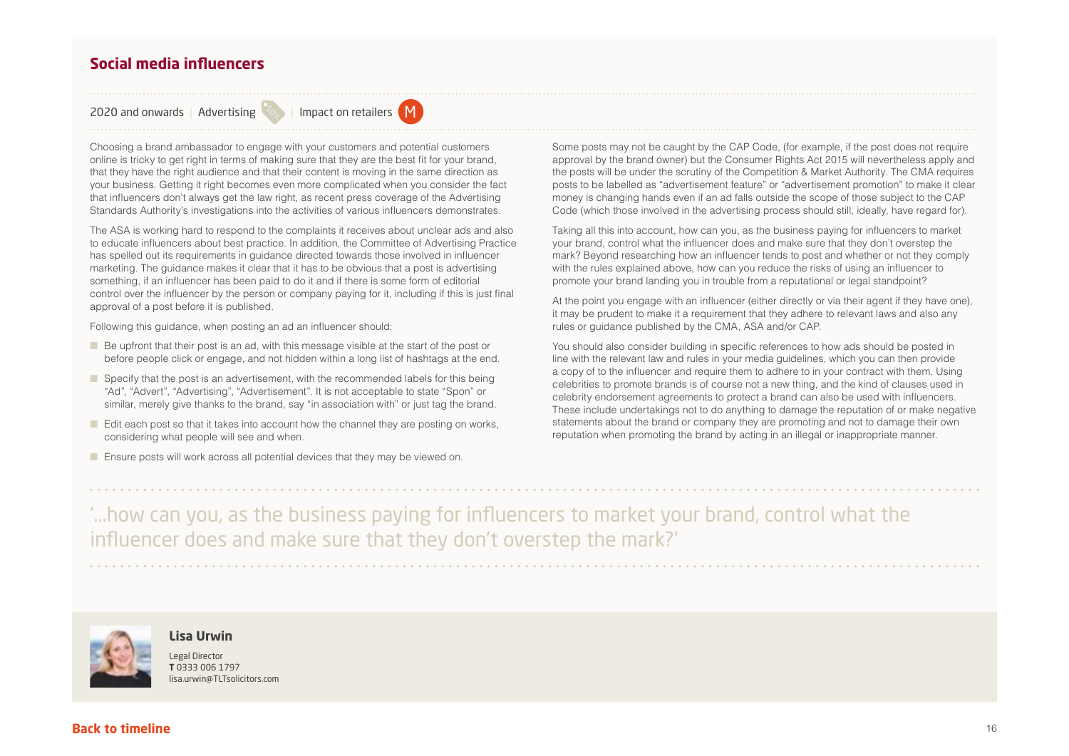## Social media influencers

2020 and onwards | Advertising | Impact on retailers M

Choosing a brand ambassador to engage with your customers and potential customers online is tricky to get right in terms of making sure that they are the best fit for your brand, that they have the right audience and that their content is moving in the same direction as your business. Getting it right becomes even more complicated when you consider the fact that influencers don't always get the law right, as recent press coverage of the Advertising Standards Authority's investigations into the activities of various influencers demonstrates.

The ASA is working hard to respond to the complaints it receives about unclear ads and also to educate influencers about best practice. In addition, the Committee of Advertising Practice has spelled out its requirements in guidance directed towards those involved in influencer marketing. The guidance makes it clear that it has to be obvious that a post is advertising something, if an influencer has been paid to do it and if there is some form of editorial control over the influencer by the person or company paying for it, including if this is just final approval of a post before it is published.

Following this guidance, when posting an ad an influencer should:

- Be upfront that their post is an ad, with this message visible at the start of the post or before people click or engage, and not hidden within a long list of hashtags at the end.
- Specify that the post is an advertisement, with the recommended labels for this being "Ad", "Advert", "Advertising", "Advertisement". It is not acceptable to state "Spon" or similar, merely give thanks to the brand, say "in association with" or just tag the brand.
- Edit each post so that it takes into account how the channel they are posting on works, considering what people will see and when.
- Ensure posts will work across all potential devices that they may be viewed on.

Some posts may not be caught by the CAP Code, (for example, if the post does not require approval by the brand owner) but the Consumer Rights Act 2015 will nevertheless apply and the posts will be under the scrutiny of the Competition & Market Authority. The CMA requires posts to be labelled as "advertisement feature" or "advertisement promotion" to make it clear money is changing hands even if an ad falls outside the scope of those subject to the CAP Code (which those involved in the advertising process should still, ideally, have regard for).

Taking all this into account, how can you, as the business paying for influencers to market your brand, control what the influencer does and make sure that they don't overstep the mark? Beyond researching how an influencer tends to post and whether or not they comply with the rules explained above, how can you reduce the risks of using an influencer to promote your brand landing you in trouble from a reputational or legal standpoint?

At the point you engage with an influencer (either directly or via their agent if they have one), it may be prudent to make it a requirement that they adhere to relevant laws and also any rules or guidance published by the CMA, ASA and/or CAP.

You should also consider building in specific references to how ads should be posted in line with the relevant law and rules in your media guidelines, which you can then provide a copy of to the influencer and require them to adhere to in your contract with them. Using celebrities to promote brands is of course not a new thing, and the kind of clauses used in celebrity endorsement agreements to protect a brand can also be used with influencers. These include undertakings not to do anything to damage the reputation of or make negative statements about the brand or company they are promoting and not to damage their own reputation when promoting the brand by acting in an illegal or inappropriate manner.

> '...how can you, as the business paying for influencers to market your brand, control what the influencer does and make sure that they don't overstep the mark?'

**Lisa Urwin**
Legal Director
**T** 0333 006 1797
lisa.urwin@TLTsolicitors.com

**Back to timeline**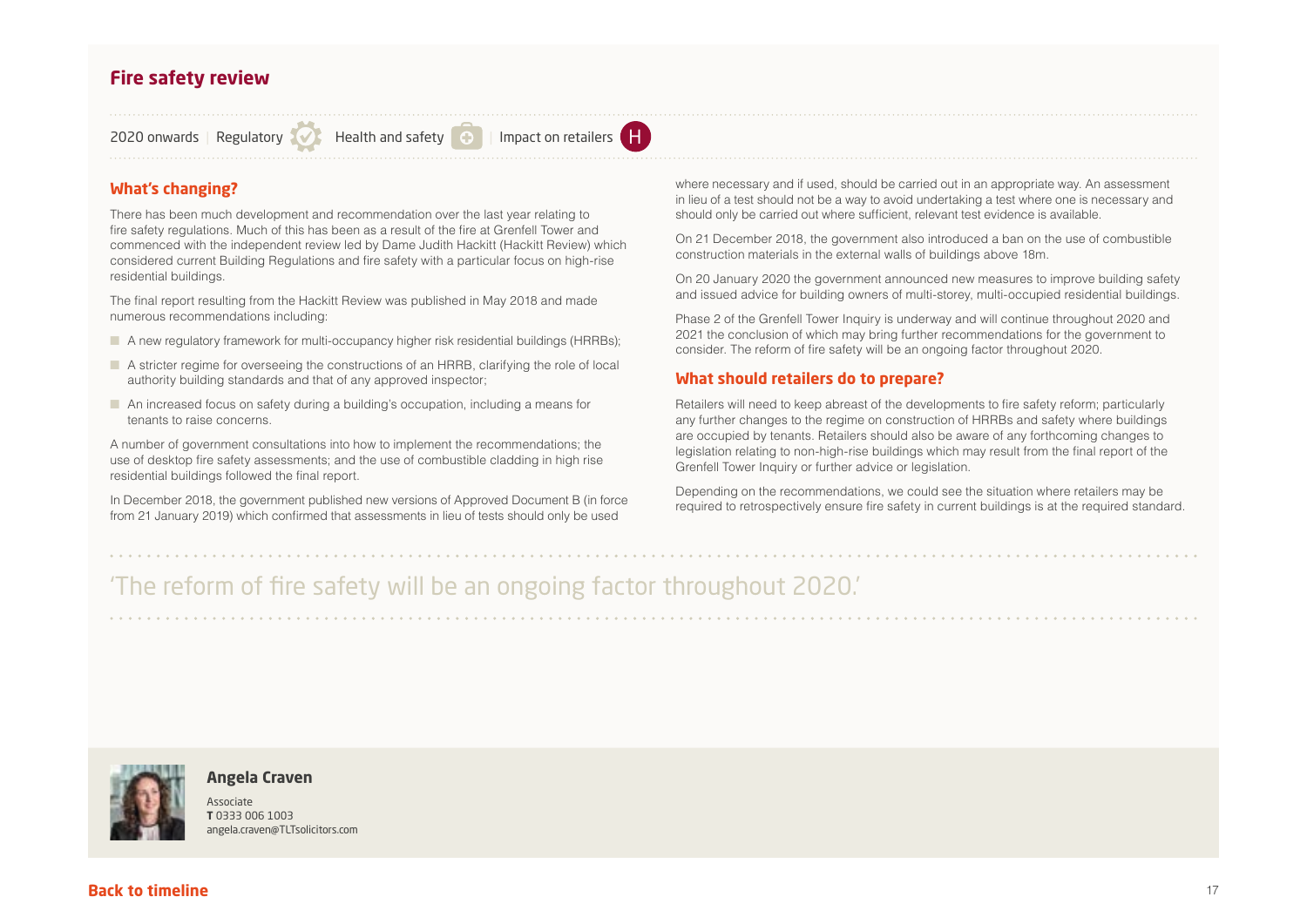## Fire safety review

2020 onwards | Regulatory | Health and safety | Impact on retailers H

### What's changing?

There has been much development and recommendation over the last year relating to fire safety regulations. Much of this has been as a result of the fire at Grenfell Tower and commenced with the independent review led by Dame Judith Hackitt (Hackitt Review) which considered current Building Regulations and fire safety with a particular focus on high-rise residential buildings.

The final report resulting from the Hackitt Review was published in May 2018 and made numerous recommendations including:

- A new regulatory framework for multi-occupancy higher risk residential buildings (HRRBs);
- A stricter regime for overseeing the constructions of an HRRB, clarifying the role of local authority building standards and that of any approved inspector;
- An increased focus on safety during a building's occupation, including a means for tenants to raise concerns.

A number of government consultations into how to implement the recommendations; the use of desktop fire safety assessments; and the use of combustible cladding in high rise residential buildings followed the final report.

In December 2018, the government published new versions of Approved Document B (in force from 21 January 2019) which confirmed that assessments in lieu of tests should only be used where necessary and if used, should be carried out in an appropriate way. An assessment in lieu of a test should not be a way to avoid undertaking a test where one is necessary and should only be carried out where sufficient, relevant test evidence is available.

On 21 December 2018, the government also introduced a ban on the use of combustible construction materials in the external walls of buildings above 18m.

On 20 January 2020 the government announced new measures to improve building safety and issued advice for building owners of multi-storey, multi-occupied residential buildings.

Phase 2 of the Grenfell Tower Inquiry is underway and will continue throughout 2020 and 2021 the conclusion of which may bring further recommendations for the government to consider. The reform of fire safety will be an ongoing factor throughout 2020.

### What should retailers do to prepare?

Retailers will need to keep abreast of the developments to fire safety reform; particularly any further changes to the regime on construction of HRRBs and safety where buildings are occupied by tenants. Retailers should also be aware of any forthcoming changes to legislation relating to non-high-rise buildings which may result from the final report of the Grenfell Tower Inquiry or further advice or legislation.

Depending on the recommendations, we could see the situation where retailers may be required to retrospectively ensure fire safety in current buildings is at the required standard.

'The reform of fire safety will be an ongoing factor throughout 2020.'

**Angela Craven**
Associate
**T** 0333 006 1003
angela.craven@TLTsolicitors.com

**Back to timeline**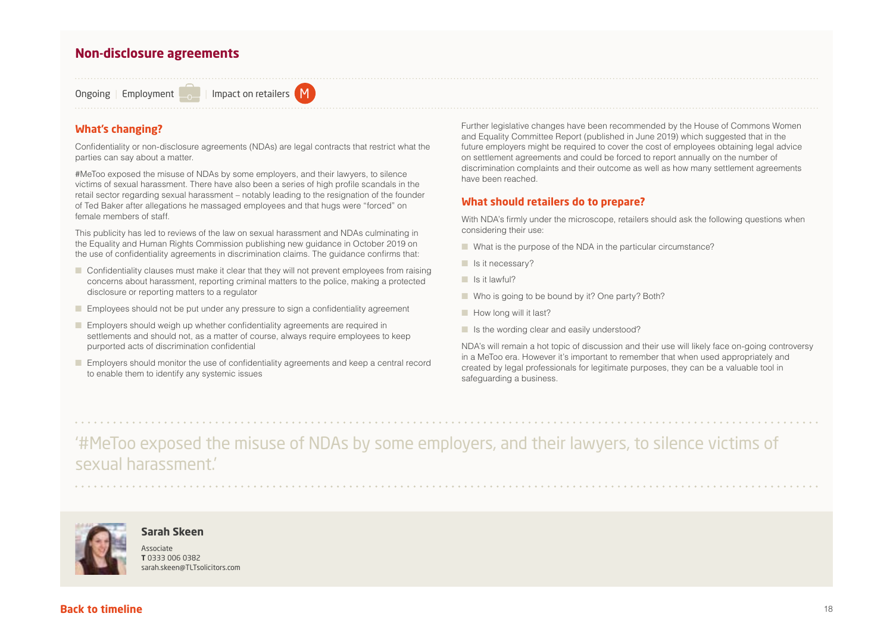## Non-disclosure agreements

Ongoing | Employment | Impact on retailers M

### What's changing?

Confidentiality or non-disclosure agreements (NDAs) are legal contracts that restrict what the parties can say about a matter.

#MeToo exposed the misuse of NDAs by some employers, and their lawyers, to silence victims of sexual harassment. There have also been a series of high profile scandals in the retail sector regarding sexual harassment – notably leading to the resignation of the founder of Ted Baker after allegations he massaged employees and that hugs were "forced" on female members of staff.

This publicity has led to reviews of the law on sexual harassment and NDAs culminating in the Equality and Human Rights Commission publishing new guidance in October 2019 on the use of confidentiality agreements in discrimination claims. The guidance confirms that:

- Confidentiality clauses must make it clear that they will not prevent employees from raising concerns about harassment, reporting criminal matters to the police, making a protected disclosure or reporting matters to a regulator
- Employees should not be put under any pressure to sign a confidentiality agreement
- Employers should weigh up whether confidentiality agreements are required in settlements and should not, as a matter of course, always require employees to keep purported acts of discrimination confidential
- Employers should monitor the use of confidentiality agreements and keep a central record to enable them to identify any systemic issues

Further legislative changes have been recommended by the House of Commons Women and Equality Committee Report (published in June 2019) which suggested that in the future employers might be required to cover the cost of employees obtaining legal advice on settlement agreements and could be forced to report annually on the number of discrimination complaints and their outcome as well as how many settlement agreements have been reached.

### What should retailers do to prepare?

With NDA's firmly under the microscope, retailers should ask the following questions when considering their use:

- What is the purpose of the NDA in the particular circumstance?
- Is it necessary?
- Is it lawful?
- Who is going to be bound by it? One party? Both?
- How long will it last?
- Is the wording clear and easily understood?

NDA's will remain a hot topic of discussion and their use will likely face on-going controversy in a MeToo era. However it's important to remember that when used appropriately and created by legal professionals for legitimate purposes, they can be a valuable tool in safeguarding a business.

> '#MeToo exposed the misuse of NDAs by some employers, and their lawyers, to silence victims of sexual harassment.'

**Sarah Skeen**
Associate
**T** 0333 006 0382
sarah.skeen@TLTsolicitors.com

**Back to timeline**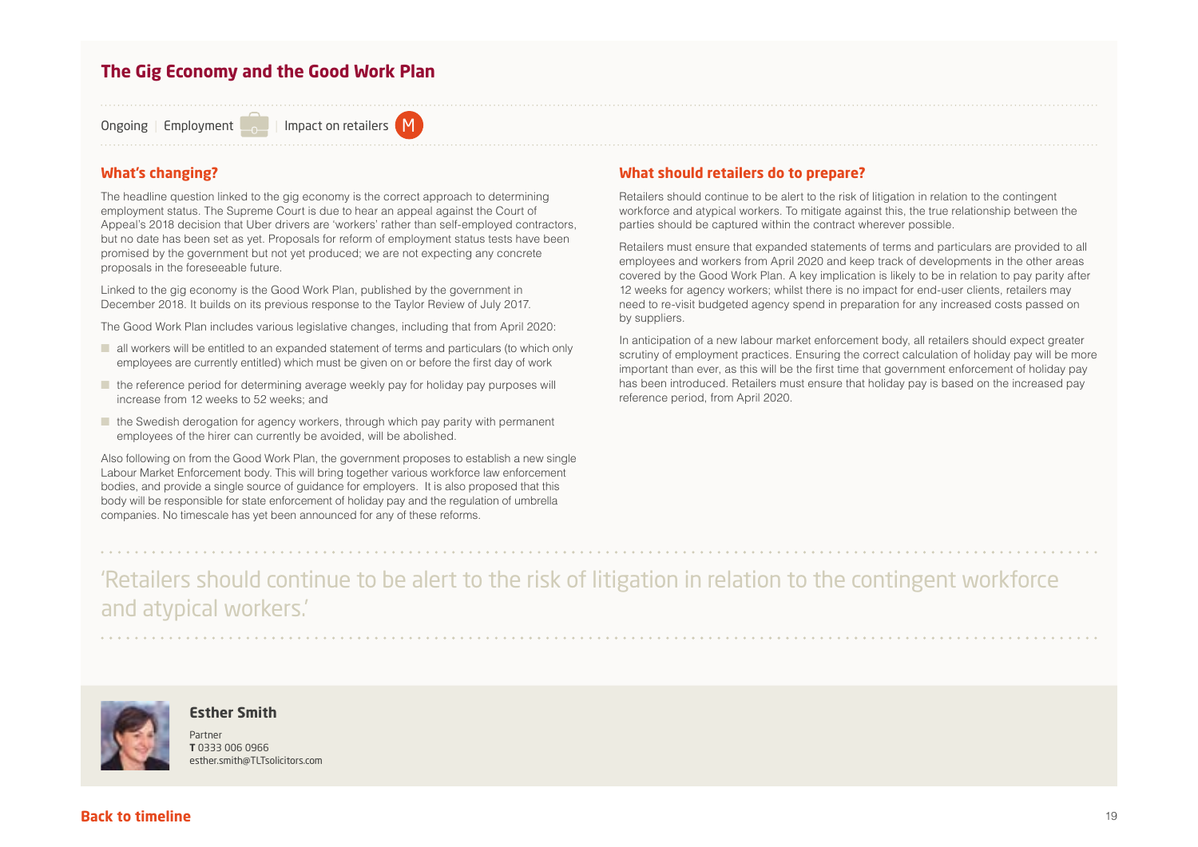## The Gig Economy and the Good Work Plan

Ongoing | Employment | Impact on retailers M

### What's changing?

The headline question linked to the gig economy is the correct approach to determining employment status. The Supreme Court is due to hear an appeal against the Court of Appeal's 2018 decision that Uber drivers are 'workers' rather than self-employed contractors, but no date has been set as yet. Proposals for reform of employment status tests have been promised by the government but not yet produced; we are not expecting any concrete proposals in the foreseeable future.

Linked to the gig economy is the Good Work Plan, published by the government in December 2018. It builds on its previous response to the Taylor Review of July 2017.

The Good Work Plan includes various legislative changes, including that from April 2020:

- all workers will be entitled to an expanded statement of terms and particulars (to which only employees are currently entitled) which must be given on or before the first day of work
- the reference period for determining average weekly pay for holiday pay purposes will increase from 12 weeks to 52 weeks; and
- the Swedish derogation for agency workers, through which pay parity with permanent employees of the hirer can currently be avoided, will be abolished.

Also following on from the Good Work Plan, the government proposes to establish a new single Labour Market Enforcement body. This will bring together various workforce law enforcement bodies, and provide a single source of guidance for employers. It is also proposed that this body will be responsible for state enforcement of holiday pay and the regulation of umbrella companies. No timescale has yet been announced for any of these reforms.

### What should retailers do to prepare?

Retailers should continue to be alert to the risk of litigation in relation to the contingent workforce and atypical workers. To mitigate against this, the true relationship between the parties should be captured within the contract wherever possible.

Retailers must ensure that expanded statements of terms and particulars are provided to all employees and workers from April 2020 and keep track of developments in the other areas covered by the Good Work Plan. A key implication is likely to be in relation to pay parity after 12 weeks for agency workers; whilst there is no impact for end-user clients, retailers may need to re-visit budgeted agency spend in preparation for any increased costs passed on by suppliers.

In anticipation of a new labour market enforcement body, all retailers should expect greater scrutiny of employment practices. Ensuring the correct calculation of holiday pay will be more important than ever, as this will be the first time that government enforcement of holiday pay has been introduced. Retailers must ensure that holiday pay is based on the increased pay reference period, from April 2020.

'Retailers should continue to be alert to the risk of litigation in relation to the contingent workforce and atypical workers.'

**Esther Smith**
Partner
**T** 0333 006 0966
esther.smith@TLTsolicitors.com

**Back to timeline**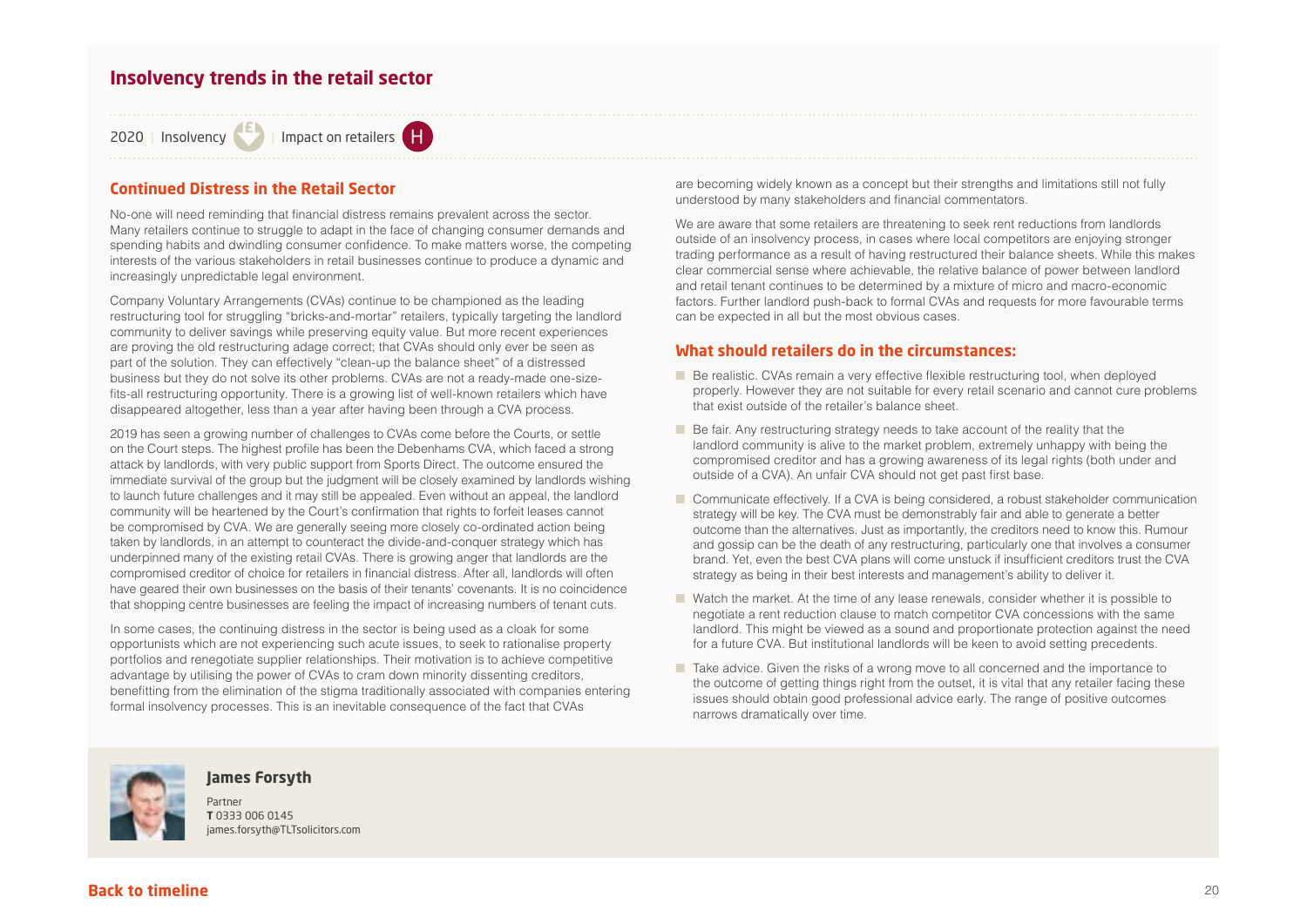## Insolvency trends in the retail sector

2020 | Insolvency | Impact on retailers H

### Continued Distress in the Retail Sector

No-one will need reminding that financial distress remains prevalent across the sector. Many retailers continue to struggle to adapt in the face of changing consumer demands and spending habits and dwindling consumer confidence. To make matters worse, the competing interests of the various stakeholders in retail businesses continue to produce a dynamic and increasingly unpredictable legal environment.

Company Voluntary Arrangements (CVAs) continue to be championed as the leading restructuring tool for struggling "bricks-and-mortar" retailers, typically targeting the landlord community to deliver savings while preserving equity value. But more recent experiences are proving the old restructuring adage correct; that CVAs should only ever be seen as part of the solution. They can effectively "clean-up the balance sheet" of a distressed business but they do not solve its other problems. CVAs are not a ready-made one-size-fits-all restructuring opportunity. There is a growing list of well-known retailers which have disappeared altogether, less than a year after having been through a CVA process.

2019 has seen a growing number of challenges to CVAs come before the Courts, or settle on the Court steps. The highest profile has been the Debenhams CVA, which faced a strong attack by landlords, with very public support from Sports Direct. The outcome ensured the immediate survival of the group but the judgment will be closely examined by landlords wishing to launch future challenges and it may still be appealed. Even without an appeal, the landlord community will be heartened by the Court's confirmation that rights to forfeit leases cannot be compromised by CVA. We are generally seeing more closely co-ordinated action being taken by landlords, in an attempt to counteract the divide-and-conquer strategy which has underpinned many of the existing retail CVAs. There is growing anger that landlords are the compromised creditor of choice for retailers in financial distress. After all, landlords will often have geared their own businesses on the basis of their tenants' covenants. It is no coincidence that shopping centre businesses are feeling the impact of increasing numbers of tenant cuts.

In some cases, the continuing distress in the sector is being used as a cloak for some opportunists which are not experiencing such acute issues, to seek to rationalise property portfolios and renegotiate supplier relationships. Their motivation is to achieve competitive advantage by utilising the power of CVAs to cram down minority dissenting creditors, benefitting from the elimination of the stigma traditionally associated with companies entering formal insolvency processes. This is an inevitable consequence of the fact that CVAs are becoming widely known as a concept but their strengths and limitations still not fully understood by many stakeholders and financial commentators.

We are aware that some retailers are threatening to seek rent reductions from landlords outside of an insolvency process, in cases where local competitors are enjoying stronger trading performance as a result of having restructured their balance sheets. While this makes clear commercial sense where achievable, the relative balance of power between landlord and retail tenant continues to be determined by a mixture of micro and macro-economic factors. Further landlord push-back to formal CVAs and requests for more favourable terms can be expected in all but the most obvious cases.

### What should retailers do in the circumstances:

- Be realistic. CVAs remain a very effective flexible restructuring tool, when deployed properly. However they are not suitable for every retail scenario and cannot cure problems that exist outside of the retailer's balance sheet.
- Be fair. Any restructuring strategy needs to take account of the reality that the landlord community is alive to the market problem, extremely unhappy with being the compromised creditor and has a growing awareness of its legal rights (both under and outside of a CVA). An unfair CVA should not get past first base.
- Communicate effectively. If a CVA is being considered, a robust stakeholder communication strategy will be key. The CVA must be demonstrably fair and able to generate a better outcome than the alternatives. Just as importantly, the creditors need to know this. Rumour and gossip can be the death of any restructuring, particularly one that involves a consumer brand. Yet, even the best CVA plans will come unstuck if insufficient creditors trust the CVA strategy as being in their best interests and management's ability to deliver it.
- Watch the market. At the time of any lease renewals, consider whether it is possible to negotiate a rent reduction clause to match competitor CVA concessions with the same landlord. This might be viewed as a sound and proportionate protection against the need for a future CVA. But institutional landlords will be keen to avoid setting precedents.
- Take advice. Given the risks of a wrong move to all concerned and the importance to the outcome of getting things right from the outset, it is vital that any retailer facing these issues should obtain good professional advice early. The range of positive outcomes narrows dramatically over time.

**James Forsyth**
Partner
**T** 0333 006 0145
james.forsyth@TLTsolicitors.com

**Back to timeline**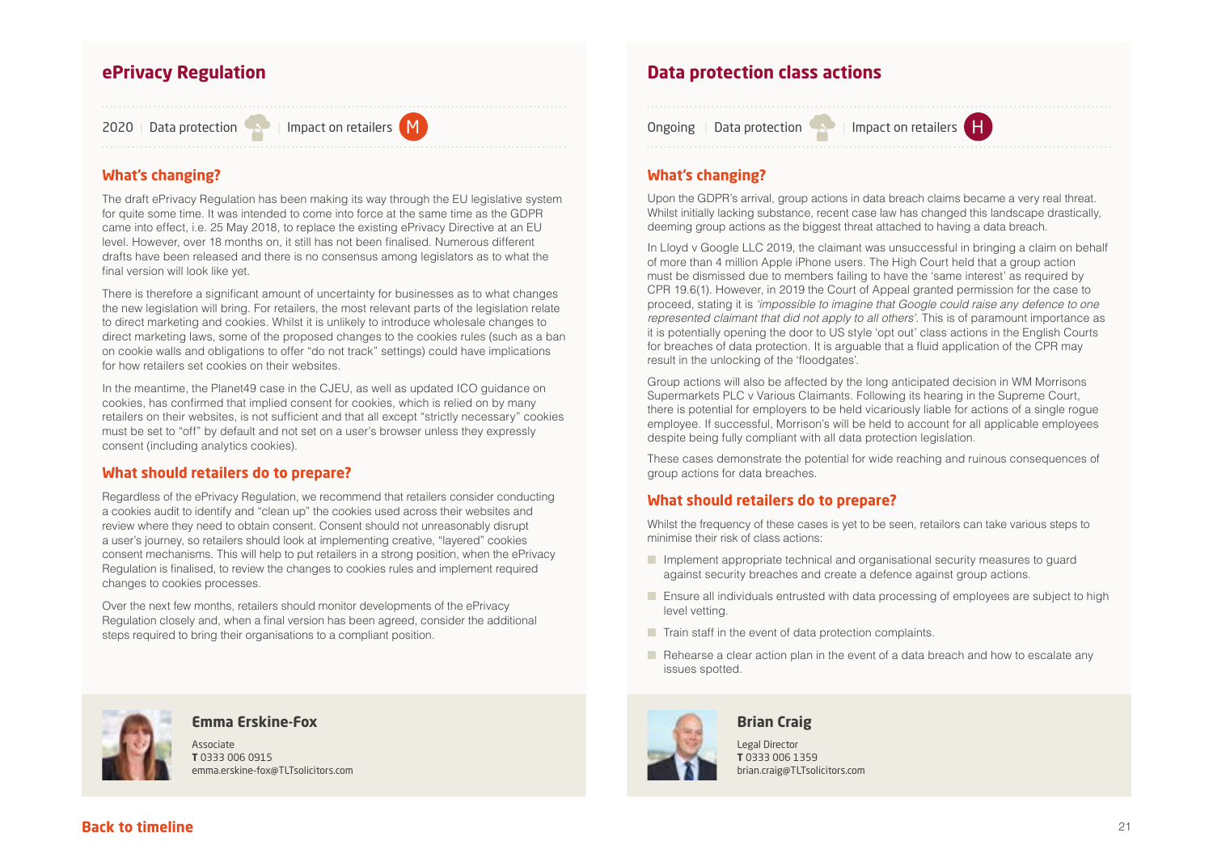## ePrivacy Regulation

2020 | Data protection | Impact on retailers M

### What's changing?

The draft ePrivacy Regulation has been making its way through the EU legislative system for quite some time. It was intended to come into force at the same time as the GDPR came into effect, i.e. 25 May 2018, to replace the existing ePrivacy Directive at an EU level. However, over 18 months on, it still has not been finalised. Numerous different drafts have been released and there is no consensus among legislators as to what the final version will look like yet.

There is therefore a significant amount of uncertainty for businesses as to what changes the new legislation will bring. For retailers, the most relevant parts of the legislation relate to direct marketing and cookies. Whilst it is unlikely to introduce wholesale changes to direct marketing laws, some of the proposed changes to the cookies rules (such as a ban on cookie walls and obligations to offer "do not track" settings) could have implications for how retailers set cookies on their websites.

In the meantime, the Planet49 case in the CJEU, as well as updated ICO guidance on cookies, has confirmed that implied consent for cookies, which is relied on by many retailers on their websites, is not sufficient and that all except "strictly necessary" cookies must be set to "off" by default and not set on a user's browser unless they expressly consent (including analytics cookies).

### What should retailers do to prepare?

Regardless of the ePrivacy Regulation, we recommend that retailers consider conducting a cookies audit to identify and "clean up" the cookies used across their websites and review where they need to obtain consent. Consent should not unreasonably disrupt a user's journey, so retailers should look at implementing creative, "layered" cookies consent mechanisms. This will help to put retailers in a strong position, when the ePrivacy Regulation is finalised, to review the changes to cookies rules and implement required changes to cookies processes.

Over the next few months, retailers should monitor developments of the ePrivacy Regulation closely and, when a final version has been agreed, consider the additional steps required to bring their organisations to a compliant position.

**Emma Erskine-Fox**
Associate
**T** 0333 006 0915
emma.erskine-fox@TLTsolicitors.com

## Data protection class actions

Ongoing | Data protection | Impact on retailers H

### What's changing?

Upon the GDPR's arrival, group actions in data breach claims became a very real threat. Whilst initially lacking substance, recent case law has changed this landscape drastically, deeming group actions as the biggest threat attached to having a data breach.

In Lloyd v Google LLC 2019, the claimant was unsuccessful in bringing a claim on behalf of more than 4 million Apple iPhone users. The High Court held that a group action must be dismissed due to members failing to have the 'same interest' as required by CPR 19.6(1). However, in 2019 the Court of Appeal granted permission for the case to proceed, stating it is *'impossible to imagine that Google could raise any defence to one represented claimant that did not apply to all others'*. This is of paramount importance as it is potentially opening the door to US style 'opt out' class actions in the English Courts for breaches of data protection. It is arguable that a fluid application of the CPR may result in the unlocking of the 'floodgates'.

Group actions will also be affected by the long anticipated decision in WM Morrisons Supermarkets PLC v Various Claimants. Following its hearing in the Supreme Court, there is potential for employers to be held vicariously liable for actions of a single rogue employee. If successful, Morrison's will be held to account for all applicable employees despite being fully compliant with all data protection legislation.

These cases demonstrate the potential for wide reaching and ruinous consequences of group actions for data breaches.

### What should retailers do to prepare?

Whilst the frequency of these cases is yet to be seen, retailors can take various steps to minimise their risk of class actions:

- Implement appropriate technical and organisational security measures to guard against security breaches and create a defence against group actions.
- Ensure all individuals entrusted with data processing of employees are subject to high level vetting.
- Train staff in the event of data protection complaints.
- Rehearse a clear action plan in the event of a data breach and how to escalate any issues spotted.

**Brian Craig**
Legal Director
**T** 0333 006 1359
brian.craig@TLTsolicitors.com

Back to timeline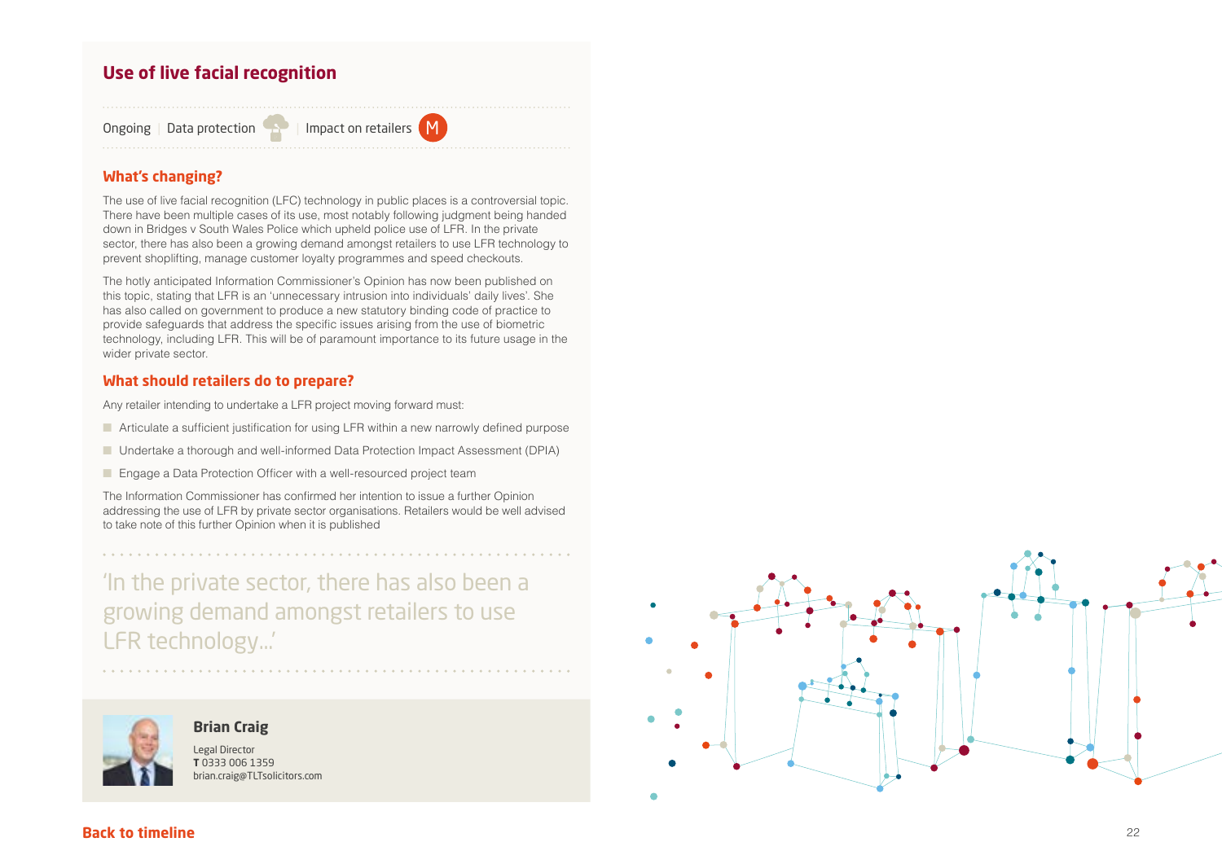## Use of live facial recognition

Ongoing | Data protection | Impact on retailers M

### What's changing?

The use of live facial recognition (LFC) technology in public places is a controversial topic. There have been multiple cases of its use, most notably following judgment being handed down in Bridges v South Wales Police which upheld police use of LFR. In the private sector, there has also been a growing demand amongst retailers to use LFR technology to prevent shoplifting, manage customer loyalty programmes and speed checkouts.

The hotly anticipated Information Commissioner's Opinion has now been published on this topic, stating that LFR is an 'unnecessary intrusion into individuals' daily lives'. She has also called on government to produce a new statutory binding code of practice to provide safeguards that address the specific issues arising from the use of biometric technology, including LFR. This will be of paramount importance to its future usage in the wider private sector.

### What should retailers do to prepare?

Any retailer intending to undertake a LFR project moving forward must:

- Articulate a sufficient justification for using LFR within a new narrowly defined purpose
- Undertake a thorough and well-informed Data Protection Impact Assessment (DPIA)
- Engage a Data Protection Officer with a well-resourced project team

The Information Commissioner has confirmed her intention to issue a further Opinion addressing the use of LFR by private sector organisations. Retailers would be well advised to take note of this further Opinion when it is published

> 'In the private sector, there has also been a growing demand amongst retailers to use LFR technology...'

**Brian Craig**
Legal Director
**T** 0333 006 1359
brian.craig@TLTsolicitors.com

**Back to timeline**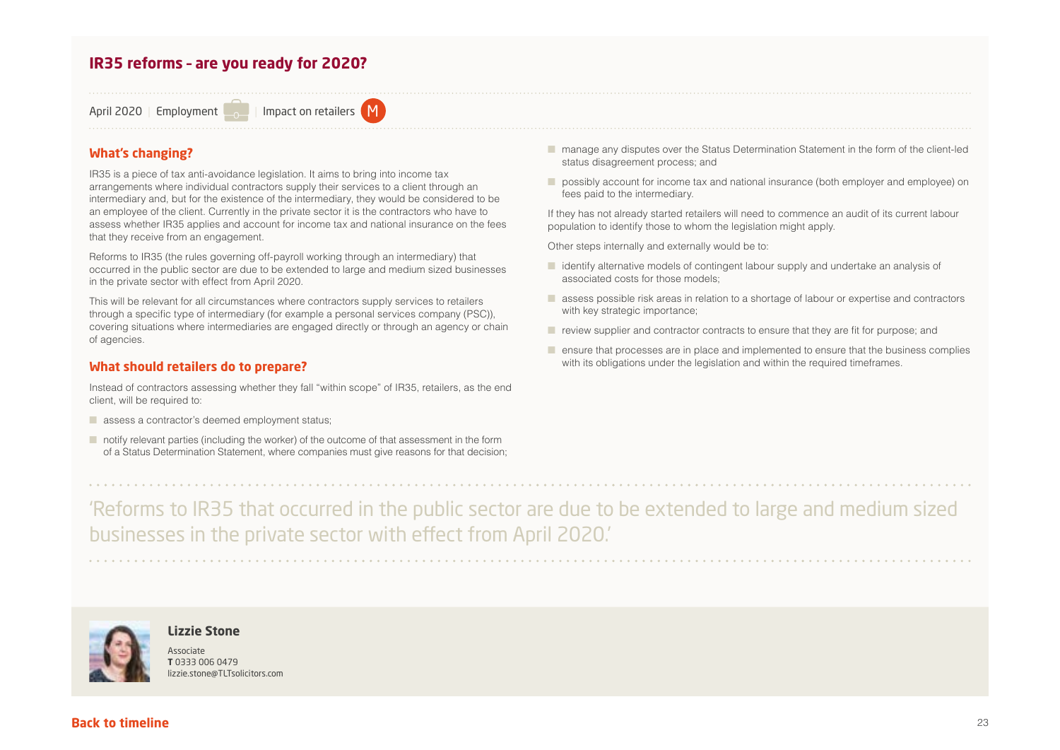## IR35 reforms – are you ready for 2020?

April 2020 | Employment | Impact on retailers M

### What's changing?

IR35 is a piece of tax anti-avoidance legislation. It aims to bring into income tax arrangements where individual contractors supply their services to a client through an intermediary and, but for the existence of the intermediary, they would be considered to be an employee of the client. Currently in the private sector it is the contractors who have to assess whether IR35 applies and account for income tax and national insurance on the fees that they receive from an engagement.

Reforms to IR35 (the rules governing off-payroll working through an intermediary) that occurred in the public sector are due to be extended to large and medium sized businesses in the private sector with effect from April 2020.

This will be relevant for all circumstances where contractors supply services to retailers through a specific type of intermediary (for example a personal services company (PSC)), covering situations where intermediaries are engaged directly or through an agency or chain of agencies.

### What should retailers do to prepare?

Instead of contractors assessing whether they fall "within scope" of IR35, retailers, as the end client, will be required to:

- assess a contractor's deemed employment status;
- notify relevant parties (including the worker) of the outcome of that assessment in the form of a Status Determination Statement, where companies must give reasons for that decision;
- manage any disputes over the Status Determination Statement in the form of the client-led status disagreement process; and
- possibly account for income tax and national insurance (both employer and employee) on fees paid to the intermediary.

If they has not already started retailers will need to commence an audit of its current labour population to identify those to whom the legislation might apply.

Other steps internally and externally would be to:

- identify alternative models of contingent labour supply and undertake an analysis of associated costs for those models;
- assess possible risk areas in relation to a shortage of labour or expertise and contractors with key strategic importance;
- review supplier and contractor contracts to ensure that they are fit for purpose; and
- ensure that processes are in place and implemented to ensure that the business complies with its obligations under the legislation and within the required timeframes.

> 'Reforms to IR35 that occurred in the public sector are due to be extended to large and medium sized businesses in the private sector with effect from April 2020.'

**Lizzie Stone**
Associate
**T** 0333 006 0479
lizzie.stone@TLTsolicitors.com

**Back to timeline**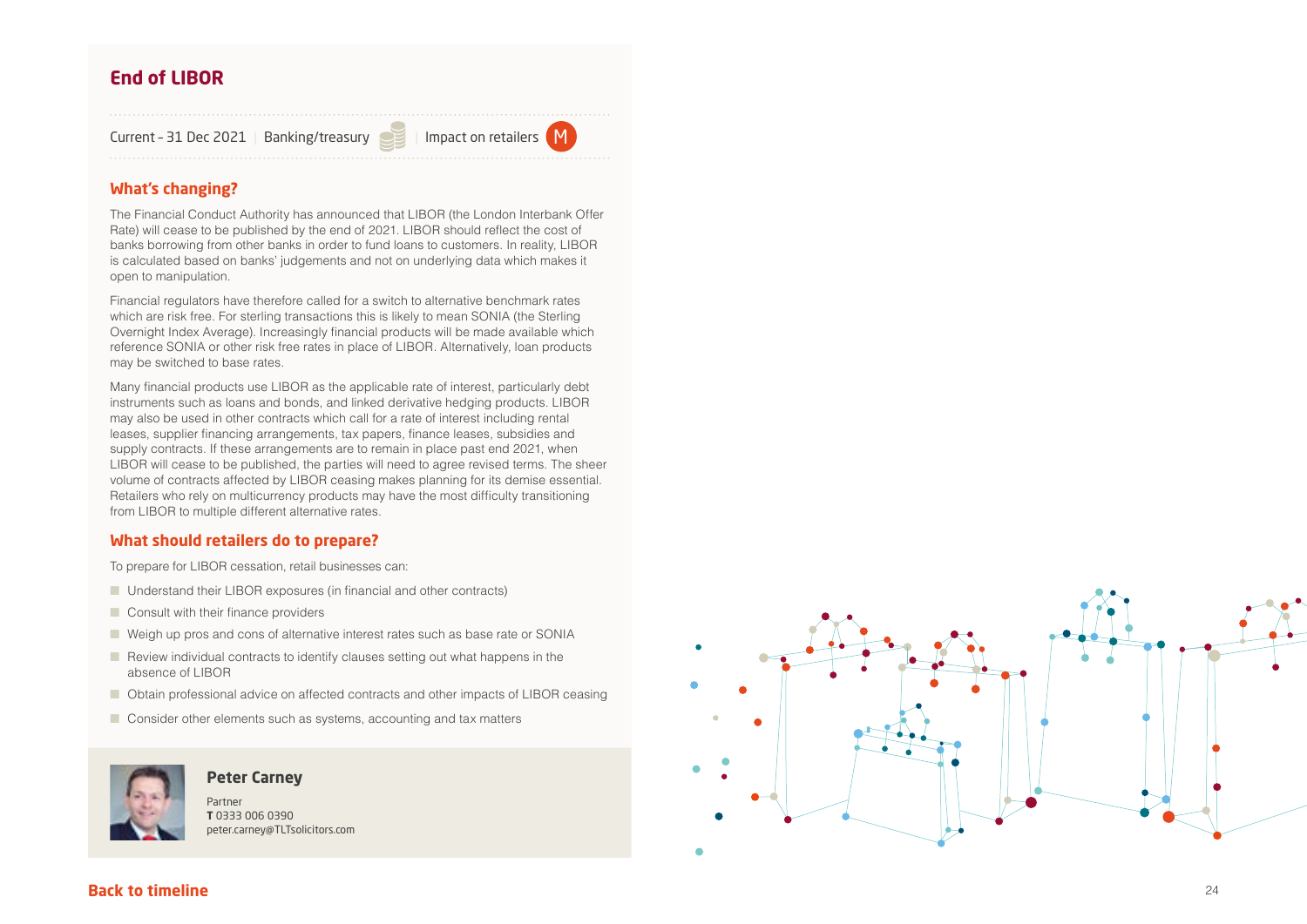## End of LIBOR

Current - 31 Dec 2021 | Banking/treasury | Impact on retailers M

### What's changing?

The Financial Conduct Authority has announced that LIBOR (the London Interbank Offer Rate) will cease to be published by the end of 2021. LIBOR should reflect the cost of banks borrowing from other banks in order to fund loans to customers. In reality, LIBOR is calculated based on banks' judgements and not on underlying data which makes it open to manipulation.

Financial regulators have therefore called for a switch to alternative benchmark rates which are risk free. For sterling transactions this is likely to mean SONIA (the Sterling Overnight Index Average). Increasingly financial products will be made available which reference SONIA or other risk free rates in place of LIBOR. Alternatively, loan products may be switched to base rates.

Many financial products use LIBOR as the applicable rate of interest, particularly debt instruments such as loans and bonds, and linked derivative hedging products. LIBOR may also be used in other contracts which call for a rate of interest including rental leases, supplier financing arrangements, tax papers, finance leases, subsidies and supply contracts. If these arrangements are to remain in place past end 2021, when LIBOR will cease to be published, the parties will need to agree revised terms. The sheer volume of contracts affected by LIBOR ceasing makes planning for its demise essential. Retailers who rely on multicurrency products may have the most difficulty transitioning from LIBOR to multiple different alternative rates.

### What should retailers do to prepare?

To prepare for LIBOR cessation, retail businesses can:

- Understand their LIBOR exposures (in financial and other contracts)
- Consult with their finance providers
- Weigh up pros and cons of alternative interest rates such as base rate or SONIA
- Review individual contracts to identify clauses setting out what happens in the absence of LIBOR
- Obtain professional advice on affected contracts and other impacts of LIBOR ceasing
- Consider other elements such as systems, accounting and tax matters

**Peter Carney**
Partner
**T** 0333 006 0390
peter.carney@TLTsolicitors.com

**Back to timeline**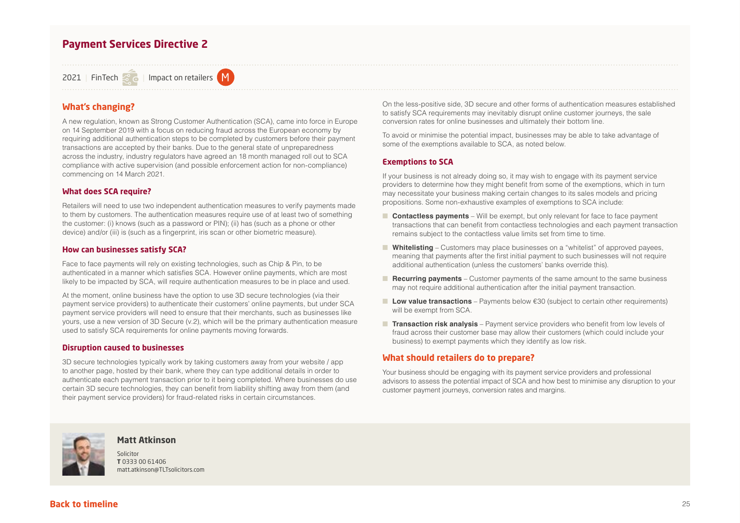## Payment Services Directive 2

2021 | FinTech | Impact on retailers M

### What's changing?

A new regulation, known as Strong Customer Authentication (SCA), came into force in Europe on 14 September 2019 with a focus on reducing fraud across the European economy by requiring additional authentication steps to be completed by customers before their payment transactions are accepted by their banks. Due to the general state of unpreparedness across the industry, industry regulators have agreed an 18 month managed roll out to SCA compliance with active supervision (and possible enforcement action for non-compliance) commencing on 14 March 2021.

#### What does SCA require?

Retailers will need to use two independent authentication measures to verify payments made to them by customers. The authentication measures require use of at least two of something the customer: (i) knows (such as a password or PIN); (ii) has (such as a phone or other device) and/or (iii) is (such as a fingerprint, iris scan or other biometric measure).

#### How can businesses satisfy SCA?

Face to face payments will rely on existing technologies, such as Chip & Pin, to be authenticated in a manner which satisfies SCA. However online payments, which are most likely to be impacted by SCA, will require authentication measures to be in place and used.

At the moment, online business have the option to use 3D secure technologies (via their payment service providers) to authenticate their customers' online payments, but under SCA payment service providers will need to ensure that their merchants, such as businesses like yours, use a new version of 3D Secure (v.2), which will be the primary authentication measure used to satisfy SCA requirements for online payments moving forwards.

#### Disruption caused to businesses

3D secure technologies typically work by taking customers away from your website / app to another page, hosted by their bank, where they can type additional details in order to authenticate each payment transaction prior to it being completed. Where businesses do use certain 3D secure technologies, they can benefit from liability shifting away from them (and their payment service providers) for fraud-related risks in certain circumstances.

On the less-positive side, 3D secure and other forms of authentication measures established to satisfy SCA requirements may inevitably disrupt online customer journeys, the sale conversion rates for online businesses and ultimately their bottom line.

To avoid or minimise the potential impact, businesses may be able to take advantage of some of the exemptions available to SCA, as noted below.

#### Exemptions to SCA

If your business is not already doing so, it may wish to engage with its payment service providers to determine how they might benefit from some of the exemptions, which in turn may necessitate your business making certain changes to its sales models and pricing propositions. Some non-exhaustive examples of exemptions to SCA include:

- **Contactless payments** – Will be exempt, but only relevant for face to face payment transactions that can benefit from contactless technologies and each payment transaction remains subject to the contactless value limits set from time to time.
- **Whitelisting** – Customers may place businesses on a "whitelist" of approved payees, meaning that payments after the first initial payment to such businesses will not require additional authentication (unless the customers' banks override this).
- **Recurring payments** – Customer payments of the same amount to the same business may not require additional authentication after the initial payment transaction.
- **Low value transactions** – Payments below €30 (subject to certain other requirements) will be exempt from SCA.
- **Transaction risk analysis** – Payment service providers who benefit from low levels of fraud across their customer base may allow their customers (which could include your business) to exempt payments which they identify as low risk.

### What should retailers do to prepare?

Your business should be engaging with its payment service providers and professional advisors to assess the potential impact of SCA and how best to minimise any disruption to your customer payment journeys, conversion rates and margins.

**Matt Atkinson**
Solicitor
**T** 0333 00 61406
matt.atkinson@TLTsolicitors.com

Back to timeline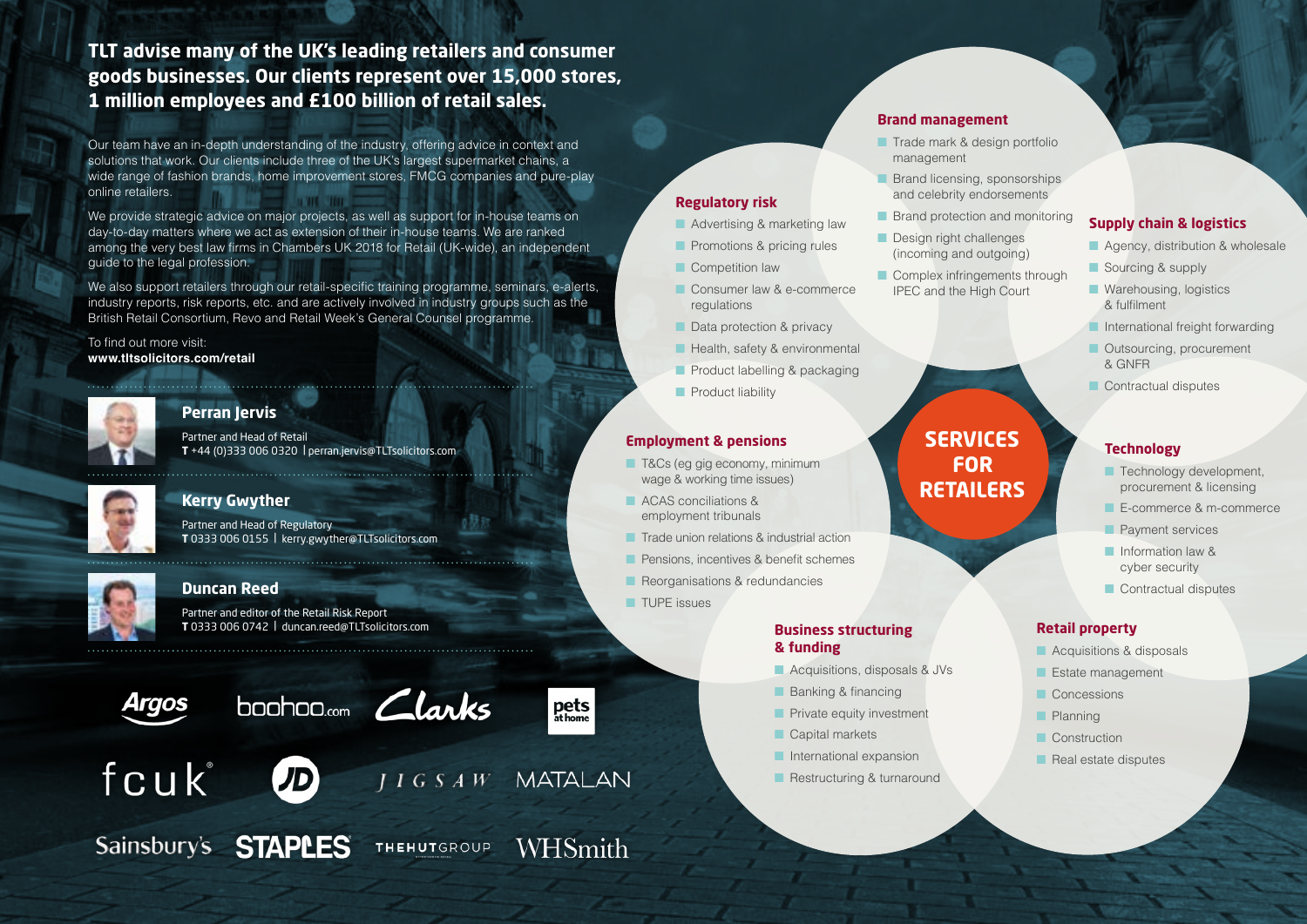## TLT advise many of the UK's leading retailers and consumer goods businesses. Our clients represent over 15,000 stores, 1 million employees and £100 billion of retail sales.

Our team have an in-depth understanding of the industry, offering advice in context and solutions that work. Our clients include three of the UK's largest supermarket chains, a wide range of fashion brands, home improvement stores, FMCG companies and pure-play online retailers.

We provide strategic advice on major projects, as well as support for in-house teams on day-to-day matters where we act as extension of their in-house teams. We are ranked among the very best law firms in Chambers UK 2018 for Retail (UK-wide), an independent guide to the legal profession.

We also support retailers through our retail-specific training programme, seminars, e-alerts, industry reports, risk reports, etc. and are actively involved in industry groups such as the British Retail Consortium, Revo and Retail Week's General Counsel programme.

To find out more visit:
**www.tltsolicitors.com/retail**

### Perran Jervis

Partner and Head of Retail
**T** +44 (0)333 006 0320 | perran.jervis@TLTsolicitors.com

### Kerry Gwyther

Partner and Head of Regulatory
**T** 0333 006 0155 | kerry.gwyther@TLTsolicitors.com

### Duncan Reed

Partner and editor of the Retail Risk Report
**T** 0333 006 0742 | duncan.reed@TLTsolicitors.com

Argos · boohoo.com · Clarks · pets at home · fcuk · JD · JIGSAW · MATALAN · Sainsbury's · STAPLES · THEHUTGROUP · WHSmith

## SERVICES FOR RETAILERS

### Regulatory risk

- Advertising & marketing law
- Promotions & pricing rules
- Competition law
- Consumer law & e-commerce regulations
- Data protection & privacy
- Health, safety & environmental
- Product labelling & packaging
- Product liability

### Brand management

- Trade mark & design portfolio management
- Brand licensing, sponsorships and celebrity endorsements
- Brand protection and monitoring
- Design right challenges (incoming and outgoing)
- Complex infringements through IPEC and the High Court

### Supply chain & logistics

- Agency, distribution & wholesale
- Sourcing & supply
- Warehousing, logistics & fulfilment
- International freight forwarding
- Outsourcing, procurement & GNFR
- Contractual disputes

### Employment & pensions

- T&Cs (eg gig economy, minimum wage & working time issues)
- ACAS conciliations & employment tribunals
- Trade union relations & industrial action
- Pensions, incentives & benefit schemes
- Reorganisations & redundancies
- TUPE issues

### Technology

- Technology development, procurement & licensing
- E-commerce & m-commerce
- Payment services
- Information law & cyber security
- Contractual disputes

### Business structuring & funding

- Acquisitions, disposals & JVs
- Banking & financing
- Private equity investment
- Capital markets
- International expansion
- Restructuring & turnaround

### Retail property

- Acquisitions & disposals
- Estate management
- Concessions
- Planning
- Construction
- Real estate disputes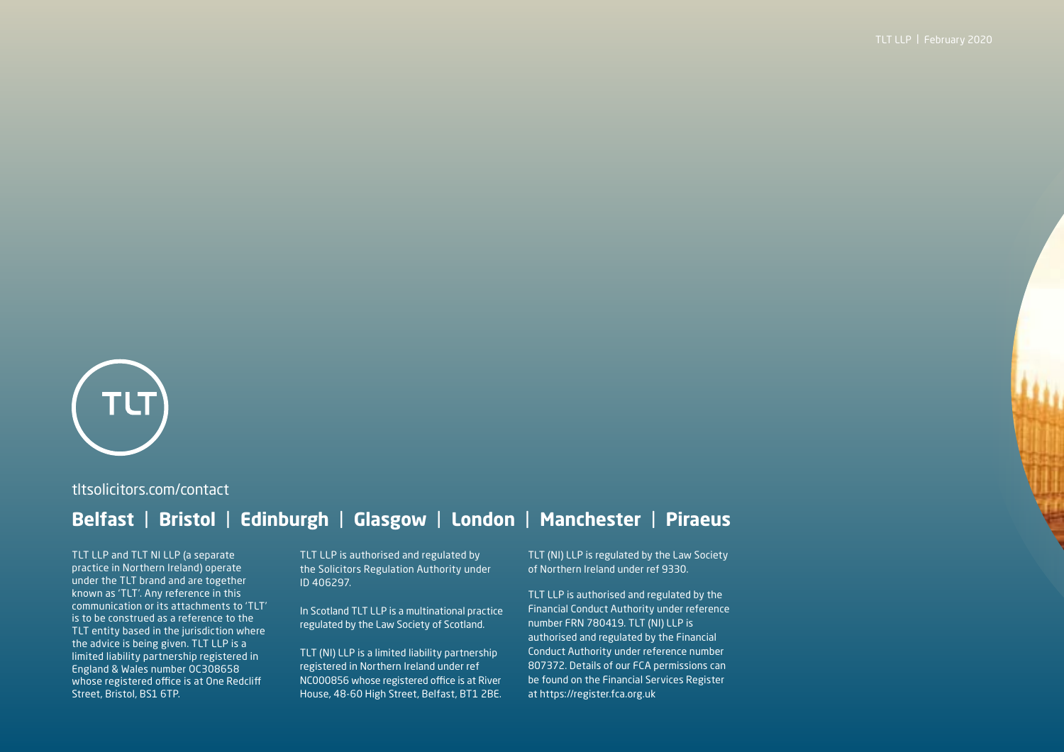TLT

tltsolicitors.com/contact

**Belfast | Bristol | Edinburgh | Glasgow | London | Manchester | Piraeus**

TLT LLP and TLT NI LLP (a separate practice in Northern Ireland) operate under the TLT brand and are together known as 'TLT'. Any reference in this communication or its attachments to 'TLT' is to be construed as a reference to the TLT entity based in the jurisdiction where the advice is being given. TLT LLP is a limited liability partnership registered in England & Wales number OC308658 whose registered office is at One Redcliff Street, Bristol, BS1 6TP.

TLT LLP is authorised and regulated by the Solicitors Regulation Authority under ID 406297.

In Scotland TLT LLP is a multinational practice regulated by the Law Society of Scotland.

TLT (NI) LLP is a limited liability partnership registered in Northern Ireland under ref NC000856 whose registered office is at River House, 48-60 High Street, Belfast, BT1 2BE.

TLT (NI) LLP is regulated by the Law Society of Northern Ireland under ref 9330.

TLT LLP is authorised and regulated by the Financial Conduct Authority under reference number FRN 780419. TLT (NI) LLP is authorised and regulated by the Financial Conduct Authority under reference number 807372. Details of our FCA permissions can be found on the Financial Services Register at https://register.fca.org.uk